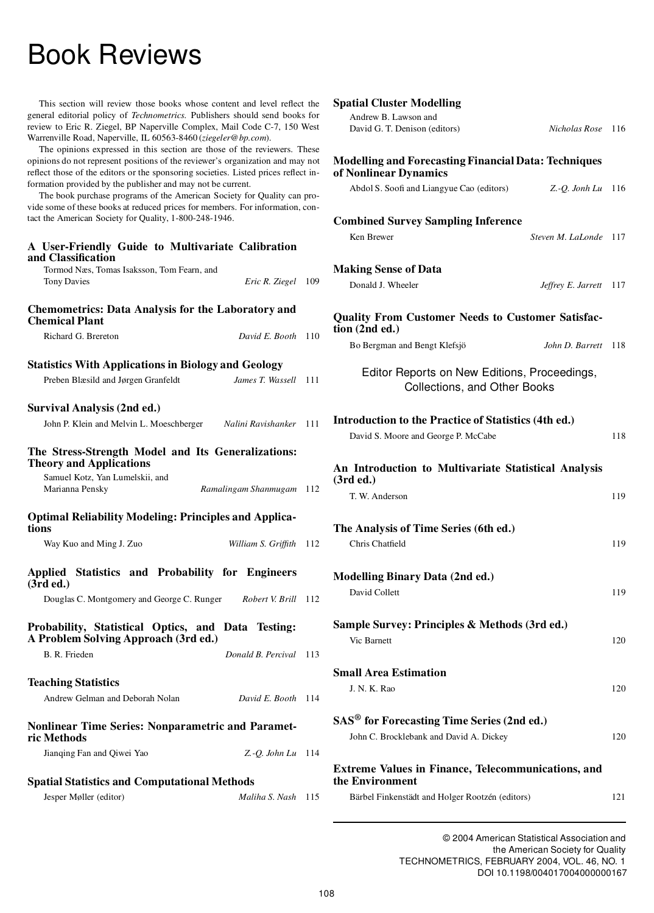# Book Reviews

This section will review those books whose content and level reflect the general editorial policy of *Technometrics*. Publishers should send books for review to Eric R. Ziegel, BP Naperville Complex, Mail Code C-7, 150 West Warrenville Road, Naperville, IL 60563-8460 (*ziegeler@bp.com*).

The opinions expressed in this section are those of the reviewers. These opinions do not represent positions of the reviewer's organization and may not reflect those of the editors or the sponsoring societies. Listed prices reflect information provided by the publisher and may not be current.

The book purchase programs of the American Society for Quality can provide some of these books at reduced prices for members. For information, contact the American Society for Quality, 1-800-248-1946.

**A User-Friendly Guide to Multivariate Calibration and Classification**
Tormod Næs, Tomas Isaksson, Tom Fearn, and Tony Davies — *Eric R. Ziegel* 109

**Chemometrics: Data Analysis for the Laboratory and Chemical Plant**
Richard G. Brereton — *David E. Booth* 110

**Statistics With Applications in Biology and Geology**
Preben Blæsild and Jørgen Granfeldt — *James T. Wassell* 111

**Survival Analysis (2nd ed.)**
John P. Klein and Melvin L. Moeschberger — *Nalini Ravishanker* 111

**The Stress-Strength Model and Its Generalizations: Theory and Applications**
Samuel Kotz, Yan Lumelskii, and Marianna Pensky — *Ramalingam Shanmugam* 112

**Optimal Reliability Modeling: Principles and Applications**
Way Kuo and Ming J. Zuo — *William S. Griffith* 112

**Applied Statistics and Probability for Engineers (3rd ed.)**
Douglas C. Montgomery and George C. Runger — *Robert V. Brill* 112

**Probability, Statistical Optics, and Data Testing: A Problem Solving Approach (3rd ed.)**
B. R. Frieden — *Donald B. Percival* 113

**Teaching Statistics**
Andrew Gelman and Deborah Nolan — *David E. Booth* 114

**Nonlinear Time Series: Nonparametric and Parametric Methods**
Jianqing Fan and Qiwei Yao — *Z.-Q. John Lu* 114

**Spatial Statistics and Computational Methods**
Jesper Møller (editor) — *Maliha S. Nash* 115

**Spatial Cluster Modelling**
Andrew B. Lawson and David G. T. Denison (editors) — *Nicholas Rose* 116

**Modelling and Forecasting Financial Data: Techniques of Nonlinear Dynamics**
Abdol S. Soofi and Liangyue Cao (editors) — *Z.-Q. Jonh Lu* 116

**Combined Survey Sampling Inference**
Ken Brewer — *Steven M. LaLonde* 117

**Making Sense of Data**
Donald J. Wheeler — *Jeffrey E. Jarrett* 117

**Quality From Customer Needs to Customer Satisfaction (2nd ed.)**
Bo Bergman and Bengt Klefsjö — *John D. Barrett* 118

## Editor Reports on New Editions, Proceedings, Collections, and Other Books

**Introduction to the Practice of Statistics (4th ed.)**
David S. Moore and George P. McCabe — 118

**An Introduction to Multivariate Statistical Analysis (3rd ed.)**
T. W. Anderson — 119

**The Analysis of Time Series (6th ed.)**
Chris Chatfield — 119

**Modelling Binary Data (2nd ed.)**
David Collett — 119

**Sample Survey: Principles & Methods (3rd ed.)**
Vic Barnett — 120

**Small Area Estimation**
J. N. K. Rao — 120

**SAS® for Forecasting Time Series (2nd ed.)**
John C. Brocklebank and David A. Dickey — 120

**Extreme Values in Finance, Telecommunications, and the Environment**
Bärbel Finkenstädt and Holger Rootzén (editors) — 121

© 2004 American Statistical Association and the American Society for Quality
TECHNOMETRICS, FEBRUARY 2004, VOL. 46, NO. 1
DOI 10.1198/004017004000000167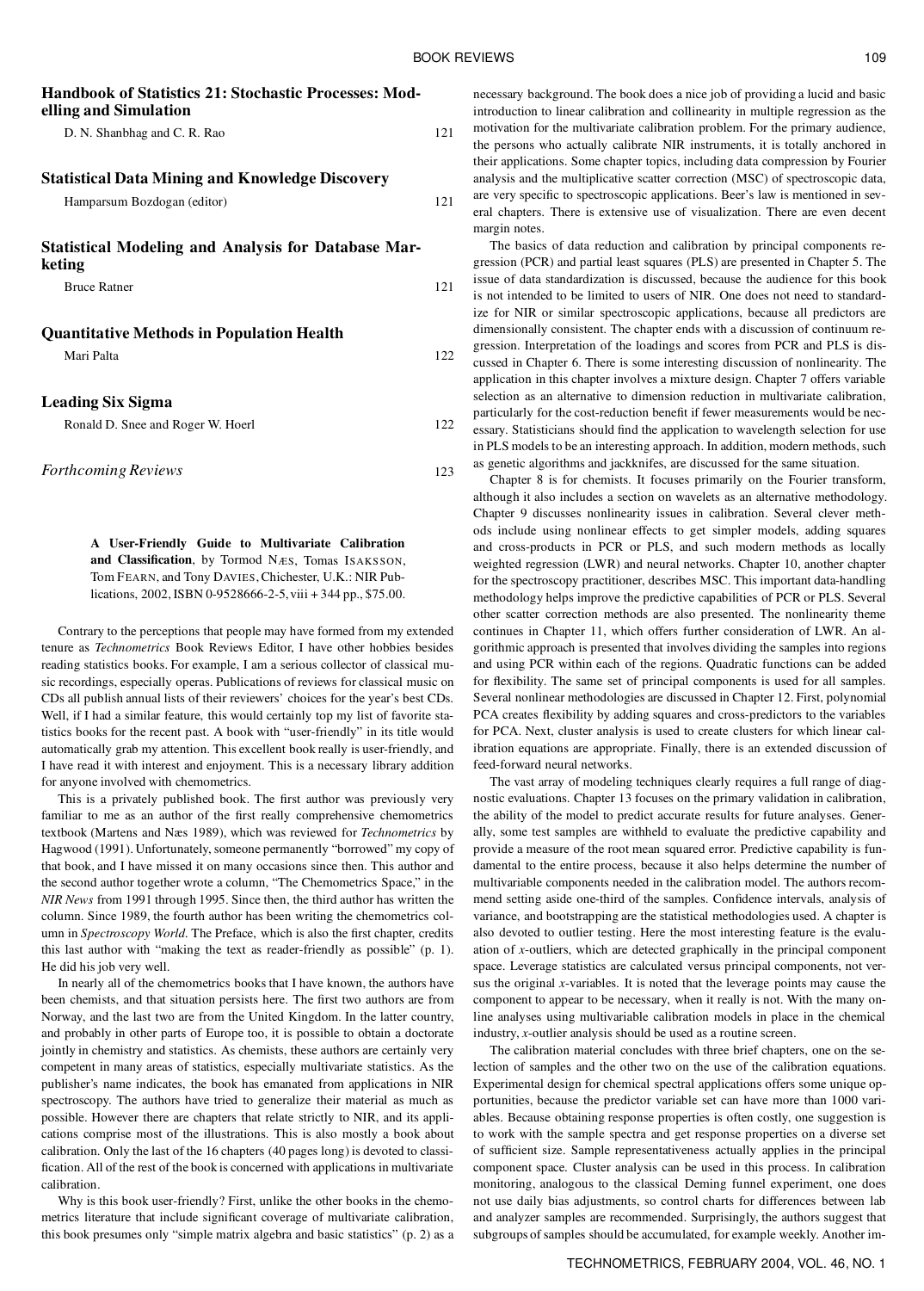**Handbook of Statistics 21: Stochastic Processes: Modelling and Simulation**
D. N. Shanbhag and C. R. Rao ... 121

**Statistical Data Mining and Knowledge Discovery**
Hamparsum Bozdogan (editor) ... 121

**Statistical Modeling and Analysis for Database Marketing**
Bruce Ratner ... 121

**Quantitative Methods in Population Health**
Mari Palta ... 122

**Leading Six Sigma**
Ronald D. Snee and Roger W. Hoerl ... 122

*Forthcoming Reviews* ... 123

**A User-Friendly Guide to Multivariate Calibration and Classification**, by Tormod NÆS, Tomas ISAKSSON, Tom FEARN, and Tony DAVIES, Chichester, U.K.: NIR Publications, 2002, ISBN 0-9528666-2-5, viii + 344 pp., $75.00.

Contrary to the perceptions that people may have formed from my extended tenure as *Technometrics* Book Reviews Editor, I have other hobbies besides reading statistics books. For example, I am a serious collector of classical music recordings, especially operas. Publications of reviews for classical music on CDs all publish annual lists of their reviewers' choices for the year's best CDs. Well, if I had a similar feature, this would certainly top my list of favorite statistics books for the recent past. A book with "user-friendly" in its title would automatically grab my attention. This excellent book really is user-friendly, and I have read it with interest and enjoyment. This is a necessary library addition for anyone involved with chemometrics.

This is a privately published book. The first author was previously very familiar to me as an author of the first really comprehensive chemometrics textbook (Martens and Næs 1989), which was reviewed for *Technometrics* by Hagwood (1991). Unfortunately, someone permanently "borrowed" my copy of that book, and I have missed it on many occasions since then. This author and the second author together wrote a column, "The Chemometrics Space," in the *NIR News* from 1991 through 1995. Since then, the third author has written the column. Since 1989, the fourth author has been writing the chemometrics column in *Spectroscopy World*. The Preface, which is also the first chapter, credits this last author with "making the text as reader-friendly as possible" (p. 1). He did his job very well.

In nearly all of the chemometrics books that I have known, the authors have been chemists, and that situation persists here. The first two authors are from Norway, and the last two are from the United Kingdom. In the latter country, and probably in other parts of Europe too, it is possible to obtain a doctorate jointly in chemistry and statistics. As chemists, these authors are certainly very competent in many areas of statistics, especially multivariate statistics. As the publisher's name indicates, the book has emanated from applications in NIR spectroscopy. The authors have tried to generalize their material as much as possible. However there are chapters that relate strictly to NIR, and its applications comprise most of the illustrations. This is also mostly a book about calibration. Only the last of the 16 chapters (40 pages long) is devoted to classification. All of the rest of the book is concerned with applications in multivariate calibration.

Why is this book user-friendly? First, unlike the other books in the chemometrics literature that include significant coverage of multivariate calibration, this book presumes only "simple matrix algebra and basic statistics" (p. 2) as a necessary background. The book does a nice job of providing a lucid and basic introduction to linear calibration and collinearity in multiple regression as the motivation for the multivariate calibration problem. For the primary audience, the persons who actually calibrate NIR instruments, it is totally anchored in their applications. Some chapter topics, including data compression by Fourier analysis and the multiplicative scatter correction (MSC) of spectroscopic data, are very specific to spectroscopic applications. Beer's law is mentioned in several chapters. There is extensive use of visualization. There are even decent margin notes.

The basics of data reduction and calibration by principal components regression (PCR) and partial least squares (PLS) are presented in Chapter 5. The issue of data standardization is discussed, because the audience for this book is not intended to be limited to users of NIR. One does not need to standardize for NIR or similar spectroscopic applications, because all predictors are dimensionally consistent. The chapter ends with a discussion of continuum regression. Interpretation of the loadings and scores from PCR and PLS is discussed in Chapter 6. There is some interesting discussion of nonlinearity. The application in this chapter involves a mixture design. Chapter 7 offers variable selection as an alternative to dimension reduction in multivariate calibration, particularly for the cost-reduction benefit if fewer measurements would be necessary. Statisticians should find the application to wavelength selection for use in PLS models to be an interesting approach. In addition, modern methods, such as genetic algorithms and jackknifes, are discussed for the same situation.

Chapter 8 is for chemists. It focuses primarily on the Fourier transform, although it also includes a section on wavelets as an alternative methodology. Chapter 9 discusses nonlinearity issues in calibration. Several clever methods include using nonlinear effects to get simpler models, adding squares and cross-products in PCR or PLS, and such modern methods as locally weighted regression (LWR) and neural networks. Chapter 10, another chapter for the spectroscopy practitioner, describes MSC. This important data-handling methodology helps improve the predictive capabilities of PCR or PLS. Several other scatter correction methods are also presented. The nonlinearity theme continues in Chapter 11, which offers further consideration of LWR. An algorithmic approach is presented that involves dividing the samples into regions and using PCR within each of the regions. Quadratic functions can be added for flexibility. The same set of principal components is used for all samples. Several nonlinear methodologies are discussed in Chapter 12. First, polynomial PCA creates flexibility by adding squares and cross-predictors to the variables for PCA. Next, cluster analysis is used to create clusters for which linear calibration equations are appropriate. Finally, there is an extended discussion of feed-forward neural networks.

The vast array of modeling techniques clearly requires a full range of diagnostic evaluations. Chapter 13 focuses on the primary validation in calibration, the ability of the model to predict accurate results for future analyses. Generally, some test samples are withheld to evaluate the predictive capability and provide a measure of the root mean squared error. Predictive capability is fundamental to the entire process, because it also helps determine the number of multivariable components needed in the calibration model. The authors recommend setting aside one-third of the samples. Confidence intervals, analysis of variance, and bootstrapping are the statistical methodologies used. A chapter is also devoted to outlier testing. Here the most interesting feature is the evaluation of $x$-outliers, which are detected graphically in the principal component space. Leverage statistics are calculated versus principal components, not versus the original $x$-variables. It is noted that the leverage points may cause the component to appear to be necessary, when it really is not. With the many online analyses using multivariable calibration models in place in the chemical industry, $x$-outlier analysis should be used as a routine screen.

The calibration material concludes with three brief chapters, one on the selection of samples and the other two on the use of the calibration equations. Experimental design for chemical spectral applications offers some unique opportunities, because the predictor variable set can have more than 1000 variables. Because obtaining response properties is often costly, one suggestion is to work with the sample spectra and get response properties on a diverse set of sufficient size. Sample representativeness actually applies in the principal component space. Cluster analysis can be used in this process. In calibration monitoring, analogous to the classical Deming funnel experiment, one does not use daily bias adjustments, so control charts for differences between lab and analyzer samples are recommended. Surprisingly, the authors suggest that subgroups of samples should be accumulated, for example weekly. Another im-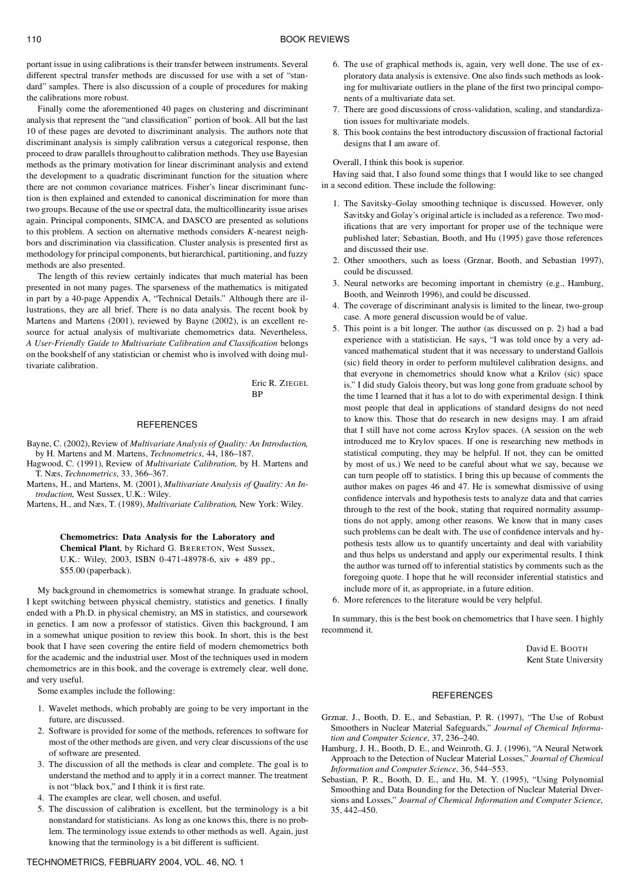portant issue in using calibrations is their transfer between instruments. Several different spectral transfer methods are discussed for use with a set of "standard" samples. There is also discussion of a couple of procedures for making the calibrations more robust.

Finally come the aforementioned 40 pages on clustering and discriminant analysis that represent the "and classification" portion of book. All but the last 10 of these pages are devoted to discriminant analysis. The authors note that discriminant analysis is simply calibration versus a categorical response, then proceed to draw parallels throughout to calibration methods. They use Bayesian methods as the primary motivation for linear discriminant analysis and extend the development to a quadratic discriminant function for the situation where there are not common covariance matrices. Fisher's linear discriminant function is then explained and extended to canonical discrimination for more than two groups. Because of the use or spectral data, the multicollinearity issue arises again. Principal components, SIMCA, and DASCO are presented as solutions to this problem. A section on alternative methods considers $K$-nearest neighbors and discrimination via classification. Cluster analysis is presented first as methodology for principal components, but hierarchical, partitioning, and fuzzy methods are also presented.

The length of this review certainly indicates that much material has been presented in not many pages. The sparseness of the mathematics is mitigated in part by a 40-page Appendix A, "Technical Details." Although there are illustrations, they are all brief. There is no data analysis. The recent book by Martens and Martens (2001), reviewed by Bayne (2002), is an excellent resource for actual analysis of multivariate chemometrics data. Nevertheless, *A User-Friendly Guide to Multivariate Calibration and Classification* belongs on the bookshelf of any statistician or chemist who is involved with doing multivariate calibration.

Eric R. Ziegel
BP

### REFERENCES

Bayne, C. (2002), Review of *Multivariate Analysis of Quality: An Introduction*, by H. Martens and M. Martens, *Technometrics*, 44, 186–187.

Hagwood, C. (1991), Review of *Multivariate Calibration*, by H. Martens and T. Næs, *Technometrics*, 33, 366–367.

Martens, H., and Martens, M. (2001), *Multivariate Analysis of Quality: An Introduction*, West Sussex, U.K.: Wiley.

Martens, H., and Næs, T. (1989), *Multivariate Calibration*, New York: Wiley.

**Chemometrics: Data Analysis for the Laboratory and Chemical Plant**, by Richard G. Brereton, West Sussex, U.K.: Wiley, 2003, ISBN 0-471-48978-6, xiv + 489 pp., $55.00 (paperback).

My background in chemometrics is somewhat strange. In graduate school, I kept switching between physical chemistry, statistics and genetics. I finally ended with a Ph.D. in physical chemistry, an MS in statistics, and coursework in genetics. I am now a professor of statistics. Given this background, I am in a somewhat unique position to review this book. In short, this is the best book that I have seen covering the entire field of modern chemometrics both for the academic and the industrial user. Most of the techniques used in modern chemometrics are in this book, and the coverage is extremely clear, well done, and very useful.

Some examples include the following:

1. Wavelet methods, which probably are going to be very important in the future, are discussed.
2. Software is provided for some of the methods, references to software for most of the other methods are given, and very clear discussions of the use of software are presented.
3. The discussion of all the methods is clear and complete. The goal is to understand the method and to apply it in a correct manner. The treatment is not "black box," and I think it is first rate.
4. The examples are clear, well chosen, and useful.
5. The discussion of calibration is excellent, but the terminology is a bit nonstandard for statisticians. As long as one knows this, there is no problem. The terminology issue extends to other methods as well. Again, just knowing that the terminology is a bit different is sufficient.
6. The use of graphical methods is, again, very well done. The use of exploratory data analysis is extensive. One also finds such methods as looking for multivariate outliers in the plane of the first two principal components of a multivariate data set.
7. There are good discussions of cross-validation, scaling, and standardization issues for multivariate models.
8. This book contains the best introductory discussion of fractional factorial designs that I am aware of.

Overall, I think this book is superior.

Having said that, I also found some things that I would like to see changed in a second edition. These include the following:

1. The Savitsky–Golay smoothing technique is discussed. However, only Savitsky and Golay's original article is included as a reference. Two modifications that are very important for proper use of the technique were published later; Sebastian, Booth, and Hu (1995) gave those references and discussed their use.
2. Other smoothers, such as loess (Grznar, Booth, and Sebastian 1997), could be discussed.
3. Neural networks are becoming important in chemistry (e.g., Hamburg, Booth, and Weinroth 1996), and could be discussed.
4. The coverage of discriminant analysis is limited to the linear, two-group case. A more general discussion would be of value.
5. This point is a bit longer. The author (as discussed on p. 2) had a bad experience with a statistician. He says, "I was told once by a very advanced mathematical student that it was necessary to understand Gallois (sic) field theory in order to perform multilevel calibration designs, and that everyone in chemometrics should know what a Krilov (sic) space is." I did study Galois theory, but was long gone from graduate school by the time I learned that it has a lot to do with experimental design. I think most people that deal in applications of standard designs do not need to know this. Those that do research in new designs may. I am afraid that I still have not come across Krylov spaces. (A session on the web introduced me to Krylov spaces. If one is researching new methods in statistical computing, they may be helpful. If not, they can be omitted by most of us.) We need to be careful about what we say, because we can turn people off to statistics. I bring this up because of comments the author makes on pages 46 and 47. He is somewhat dismissive of using confidence intervals and hypothesis tests to analyze data and that carries through to the rest of the book, stating that required normality assumptions do not apply, among other reasons. We know that in many cases such problems can be dealt with. The use of confidence intervals and hypothesis tests allow us to quantify uncertainty and deal with variability and thus helps us understand and apply our experimental results. I think the author was turned off to inferential statistics by comments such as the foregoing quote. I hope that he will reconsider inferential statistics and include more of it, as appropriate, in a future edition.
6. More references to the literature would be very helpful.

In summary, this is the best book on chemometrics that I have seen. I highly recommend it.

David E. Booth
Kent State University

### REFERENCES

Grznar, J., Booth, D. E., and Sebastian, P. R. (1997), "The Use of Robust Smoothers in Nuclear Material Safeguards," *Journal of Chemical Information and Computer Science*, 37, 236–240.

Hamburg, J. H., Booth, D. E., and Weinroth, G. J. (1996), "A Neural Network Approach to the Detection of Nuclear Material Losses," *Journal of Chemical Information and Computer Science*, 36, 544–553.

Sebastian, P. R., Booth, D. E., and Hu, M. Y. (1995), "Using Polynomial Smoothing and Data Bounding for the Detection of Nuclear Material Diversions and Losses," *Journal of Chemical Information and Computer Science*, 35, 442–450.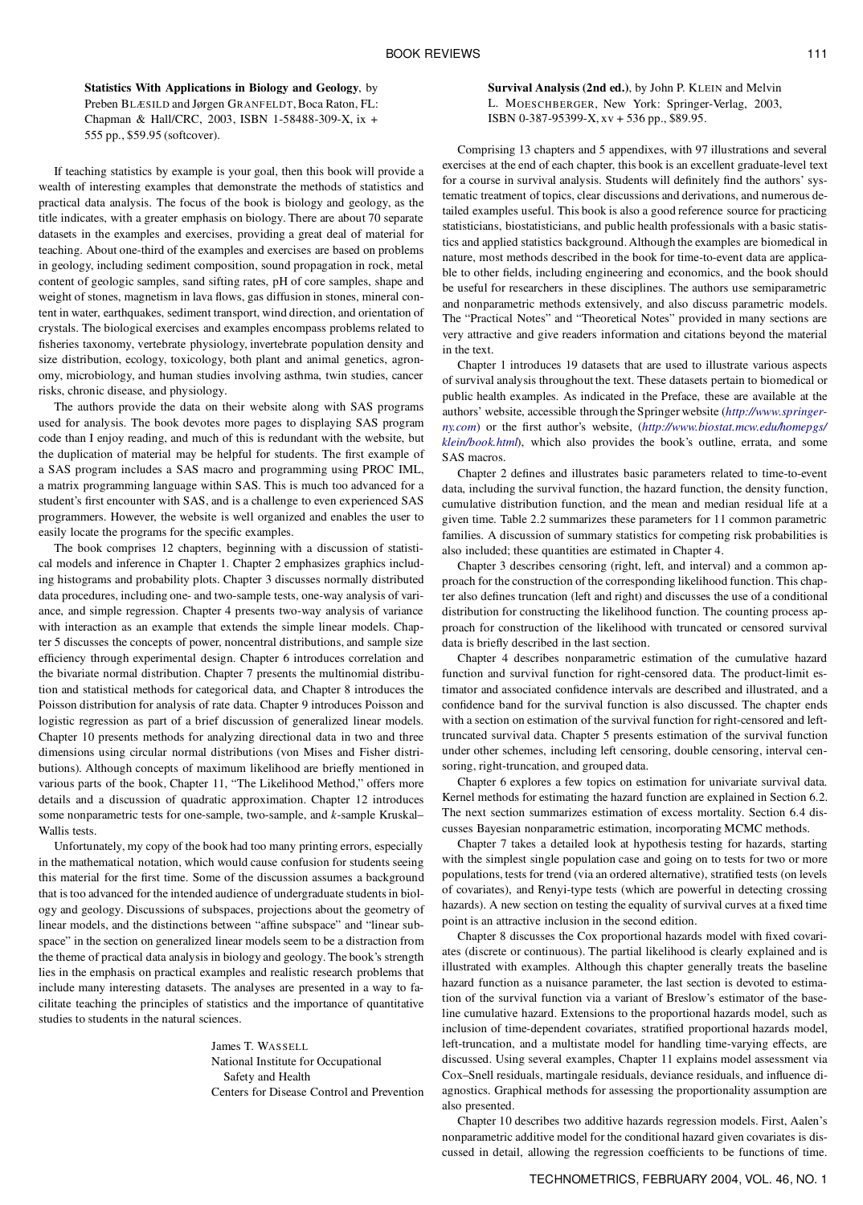**Statistics With Applications in Biology and Geology**, by Preben BLÆSILD and Jørgen GRANFELDT, Boca Raton, FL: Chapman & Hall/CRC, 2003, ISBN 1-58488-309-X, ix + 555 pp., $59.95 (softcover).

If teaching statistics by example is your goal, then this book will provide a wealth of interesting examples that demonstrate the methods of statistics and practical data analysis. The focus of the book is biology and geology, as the title indicates, with a greater emphasis on biology. There are about 70 separate datasets in the examples and exercises, providing a great deal of material for teaching. About one-third of the examples and exercises are based on problems in geology, including sediment composition, sound propagation in rock, metal content of geologic samples, sand sifting rates, pH of core samples, shape and weight of stones, magnetism in lava flows, gas diffusion in stones, mineral content in water, earthquakes, sediment transport, wind direction, and orientation of crystals. The biological exercises and examples encompass problems related to fisheries taxonomy, vertebrate physiology, invertebrate population density and size distribution, ecology, toxicology, both plant and animal genetics, agronomy, microbiology, and human studies involving asthma, twin studies, cancer risks, chronic disease, and physiology.

The authors provide the data on their website along with SAS programs used for analysis. The book devotes more pages to displaying SAS program code than I enjoy reading, and much of this is redundant with the website, but the duplication of material may be helpful for students. The first example of a SAS program includes a SAS macro and programming using PROC IML, a matrix programming language within SAS. This is much too advanced for a student's first encounter with SAS, and is a challenge to even experienced SAS programmers. However, the website is well organized and enables the user to easily locate the programs for the specific examples.

The book comprises 12 chapters, beginning with a discussion of statistical models and inference in Chapter 1. Chapter 2 emphasizes graphics including histograms and probability plots. Chapter 3 discusses normally distributed data procedures, including one- and two-sample tests, one-way analysis of variance, and simple regression. Chapter 4 presents two-way analysis of variance with interaction as an example that extends the simple linear models. Chapter 5 discusses the concepts of power, noncentral distributions, and sample size efficiency through experimental design. Chapter 6 introduces correlation and the bivariate normal distribution. Chapter 7 presents the multinomial distribution and statistical methods for categorical data, and Chapter 8 introduces the Poisson distribution for analysis of rate data. Chapter 9 introduces Poisson and logistic regression as part of a brief discussion of generalized linear models. Chapter 10 presents methods for analyzing directional data in two and three dimensions using circular normal distributions (von Mises and Fisher distributions). Although concepts of maximum likelihood are briefly mentioned in various parts of the book, Chapter 11, "The Likelihood Method," offers more details and a discussion of quadratic approximation. Chapter 12 introduces some nonparametric tests for one-sample, two-sample, and $k$-sample Kruskal–Wallis tests.

Unfortunately, my copy of the book had too many printing errors, especially in the mathematical notation, which would cause confusion for students seeing this material for the first time. Some of the discussion assumes a background that is too advanced for the intended audience of undergraduate students in biology and geology. Discussions of subspaces, projections about the geometry of linear models, and the distinctions between "affine subspace" and "linear subspace" in the section on generalized linear models seem to be a distraction from the theme of practical data analysis in biology and geology. The book's strength lies in the emphasis on practical examples and realistic research problems that include many interesting datasets. The analyses are presented in a way to facilitate teaching the principles of statistics and the importance of quantitative studies to students in the natural sciences.

James T. WASSELL
National Institute for Occupational Safety and Health
Centers for Disease Control and Prevention

**Survival Analysis (2nd ed.)**, by John P. KLEIN and Melvin L. MOESCHBERGER, New York: Springer-Verlag, 2003, ISBN 0-387-95399-X, xv + 536 pp., $89.95.

Comprising 13 chapters and 5 appendixes, with 97 illustrations and several exercises at the end of each chapter, this book is an excellent graduate-level text for a course in survival analysis. Students will definitely find the authors' systematic treatment of topics, clear discussions and derivations, and numerous detailed examples useful. This book is also a good reference source for practicing statisticians, biostatisticians, and public health professionals with a basic statistics and applied statistics background. Although the examples are biomedical in nature, most methods described in the book for time-to-event data are applicable to other fields, including engineering and economics, and the book should be useful for researchers in these disciplines. The authors use semiparametric and nonparametric methods extensively, and also discuss parametric models. The "Practical Notes" and "Theoretical Notes" provided in many sections are very attractive and give readers information and citations beyond the material in the text.

Chapter 1 introduces 19 datasets that are used to illustrate various aspects of survival analysis throughout the text. These datasets pertain to biomedical or public health examples. As indicated in the Preface, these are available at the authors' website, accessible through the Springer website (*http://www.springer-ny.com*) or the first author's website, (*http://www.biostat.mcw.edu/homepgs/klein/book.html*), which also provides the book's outline, errata, and some SAS macros.

Chapter 2 defines and illustrates basic parameters related to time-to-event data, including the survival function, the hazard function, the density function, cumulative distribution function, and the mean and median residual life at a given time. Table 2.2 summarizes these parameters for 11 common parametric families. A discussion of summary statistics for competing risk probabilities is also included; these quantities are estimated in Chapter 4.

Chapter 3 describes censoring (right, left, and interval) and a common approach for the construction of the corresponding likelihood function. This chapter also defines truncation (left and right) and discusses the use of a conditional distribution for constructing the likelihood function. The counting process approach for construction of the likelihood with truncated or censored survival data is briefly described in the last section.

Chapter 4 describes nonparametric estimation of the cumulative hazard function and survival function for right-censored data. The product-limit estimator and associated confidence intervals are described and illustrated, and a confidence band for the survival function is also discussed. The chapter ends with a section on estimation of the survival function for right-censored and left-truncated survival data. Chapter 5 presents estimation of the survival function under other schemes, including left censoring, double censoring, interval censoring, right-truncation, and grouped data.

Chapter 6 explores a few topics on estimation for univariate survival data. Kernel methods for estimating the hazard function are explained in Section 6.2. The next section summarizes estimation of excess mortality. Section 6.4 discusses Bayesian nonparametric estimation, incorporating MCMC methods.

Chapter 7 takes a detailed look at hypothesis testing for hazards, starting with the simplest single population case and going on to tests for two or more populations, tests for trend (via an ordered alternative), stratified tests (on levels of covariates), and Renyi-type tests (which are powerful in detecting crossing hazards). A new section on testing the equality of survival curves at a fixed time point is an attractive inclusion in the second edition.

Chapter 8 discusses the Cox proportional hazards model with fixed covariates (discrete or continuous). The partial likelihood is clearly explained and is illustrated with examples. Although this chapter generally treats the baseline hazard function as a nuisance parameter, the last section is devoted to estimation of the survival function via a variant of Breslow's estimator of the baseline cumulative hazard. Extensions to the proportional hazards model, such as inclusion of time-dependent covariates, stratified proportional hazards model, left-truncation, and a multistate model for handling time-varying effects, are discussed. Using several examples, Chapter 11 explains model assessment via Cox–Snell residuals, martingale residuals, deviance residuals, and influence diagnostics. Graphical methods for assessing the proportionality assumption are also presented.

Chapter 10 describes two additive hazards regression models. First, Aalen's nonparametric additive model for the conditional hazard given covariates is discussed in detail, allowing the regression coefficients to be functions of time.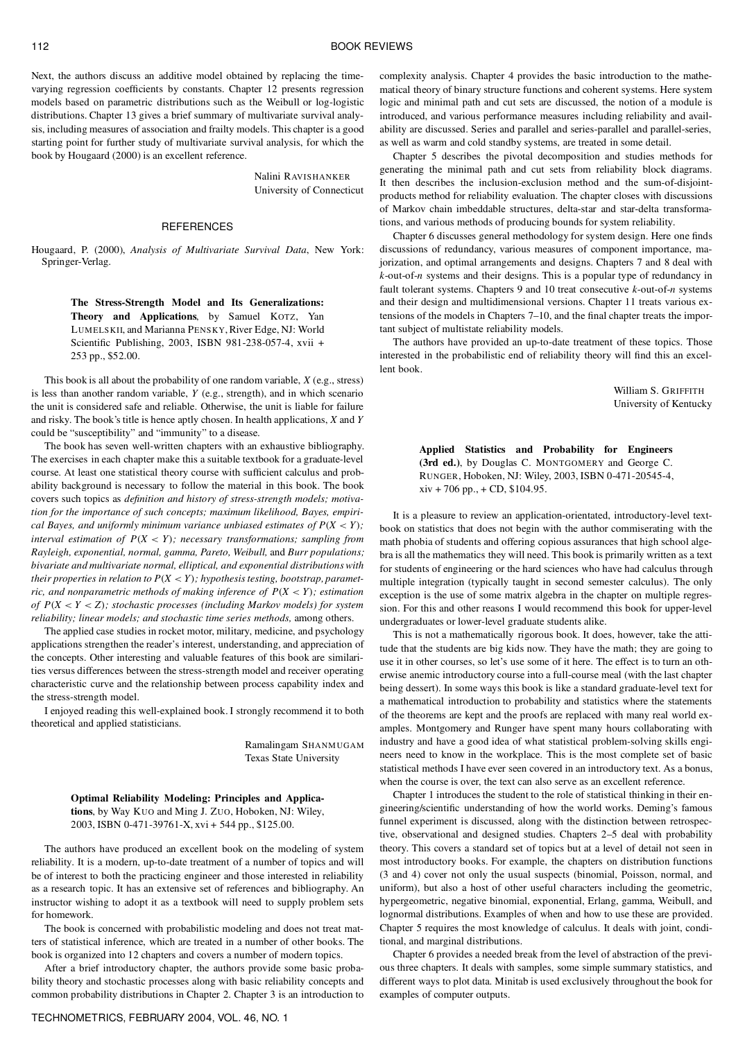Next, the authors discuss an additive model obtained by replacing the time-varying regression coefficients by constants. Chapter 12 presents regression models based on parametric distributions such as the Weibull or log-logistic distributions. Chapter 13 gives a brief summary of multivariate survival analysis, including measures of association and frailty models. This chapter is a good starting point for further study of multivariate survival analysis, for which the book by Hougaard (2000) is an excellent reference.

Nalini RAVISHANKER
University of Connecticut

## REFERENCES

Hougaard, P. (2000), *Analysis of Multivariate Survival Data*, New York: Springer-Verlag.

**The Stress-Strength Model and Its Generalizations: Theory and Applications**, by Samuel KOTZ, Yan LUMELSKII, and Marianna PENSKY, River Edge, NJ: World Scientific Publishing, 2003, ISBN 981-238-057-4, xvii + 253 pp., \$52.00.

This book is all about the probability of one random variable, $X$ (e.g., stress) is less than another random variable, $Y$ (e.g., strength), and in which scenario the unit is considered safe and reliable. Otherwise, the unit is liable for failure and risky. The book's title is hence aptly chosen. In health applications, $X$ and $Y$ could be "susceptibility" and "immunity" to a disease.

The book has seven well-written chapters with an exhaustive bibliography. The exercises in each chapter make this a suitable textbook for a graduate-level course. At least one statistical theory course with sufficient calculus and probability background is necessary to follow the material in this book. The book covers such topics as *definition and history of stress-strength models; motivation for the importance of such concepts; maximum likelihood, Bayes, empirical Bayes, and uniformly minimum variance unbiased estimates of* $P(X < Y)$*; interval estimation of* $P(X < Y)$*; necessary transformations; sampling from Rayleigh, exponential, normal, gamma, Pareto, Weibull,* and *Burr populations; bivariate and multivariate normal, elliptical, and exponential distributions with their properties in relation to* $P(X < Y)$*; hypothesis testing, bootstrap, parametric, and nonparametric methods of making inference of* $P(X < Y)$*; estimation of* $P(X < Y < Z)$*; stochastic processes (including Markov models) for system reliability; linear models; and stochastic time series methods,* among others.

The applied case studies in rocket motor, military, medicine, and psychology applications strengthen the reader's interest, understanding, and appreciation of the concepts. Other interesting and valuable features of this book are similarities versus differences between the stress-strength model and receiver operating characteristic curve and the relationship between process capability index and the stress-strength model.

I enjoyed reading this well-explained book. I strongly recommend it to both theoretical and applied statisticians.

Ramalingam SHANMUGAM
Texas State University

**Optimal Reliability Modeling: Principles and Applications**, by Way KUO and Ming J. ZUO, Hoboken, NJ: Wiley, 2003, ISBN 0-471-39761-X, xvi + 544 pp., \$125.00.

The authors have produced an excellent book on the modeling of system reliability. It is a modern, up-to-date treatment of a number of topics and will be of interest to both the practicing engineer and those interested in reliability as a research topic. It has an extensive set of references and bibliography. An instructor wishing to adopt it as a textbook will need to supply problem sets for homework.

The book is concerned with probabilistic modeling and does not treat matters of statistical inference, which are treated in a number of other books. The book is organized into 12 chapters and covers a number of modern topics.

After a brief introductory chapter, the authors provide some basic probability theory and stochastic processes along with basic reliability concepts and common probability distributions in Chapter 2. Chapter 3 is an introduction to complexity analysis. Chapter 4 provides the basic introduction to the mathematical theory of binary structure functions and coherent systems. Here system logic and minimal path and cut sets are discussed, the notion of a module is introduced, and various performance measures including reliability and availability are discussed. Series and parallel and series-parallel and parallel-series, as well as warm and cold standby systems, are treated in some detail.

Chapter 5 describes the pivotal decomposition and studies methods for generating the minimal path and cut sets from reliability block diagrams. It then describes the inclusion-exclusion method and the sum-of-disjoint-products method for reliability evaluation. The chapter closes with discussions of Markov chain imbeddable structures, delta-star and star-delta transformations, and various methods of producing bounds for system reliability.

Chapter 6 discusses general methodology for system design. Here one finds discussions of redundancy, various measures of component importance, majorization, and optimal arrangements and designs. Chapters 7 and 8 deal with $k$-out-of-$n$ systems and their designs. This is a popular type of redundancy in fault tolerant systems. Chapters 9 and 10 treat consecutive $k$-out-of-$n$ systems and their design and multidimensional versions. Chapter 11 treats various extensions of the models in Chapters 7–10, and the final chapter treats the important subject of multistate reliability models.

The authors have provided an up-to-date treatment of these topics. Those interested in the probabilistic end of reliability theory will find this an excellent book.

William S. GRIFFITH
University of Kentucky

**Applied Statistics and Probability for Engineers (3rd ed.)**, by Douglas C. MONTGOMERY and George C. RUNGER, Hoboken, NJ: Wiley, 2003, ISBN 0-471-20545-4, xiv + 706 pp., + CD, \$104.95.

It is a pleasure to review an application-orientated, introductory-level textbook on statistics that does not begin with the author commiserating with the math phobia of students and offering copious assurances that high school algebra is all the mathematics they will need. This book is primarily written as a text for students of engineering or the hard sciences who have had calculus through multiple integration (typically taught in second semester calculus). The only exception is the use of some matrix algebra in the chapter on multiple regression. For this and other reasons I would recommend this book for upper-level undergraduates or lower-level graduate students alike.

This is not a mathematically rigorous book. It does, however, take the attitude that the students are big kids now. They have the math; they are going to use it in other courses, so let's use some of it here. The effect is to turn an otherwise anemic introductory course into a full-course meal (with the last chapter being dessert). In some ways this book is like a standard graduate-level text for a mathematical introduction to probability and statistics where the statements of the theorems are kept and the proofs are replaced with many real world examples. Montgomery and Runger have spent many hours collaborating with industry and have a good idea of what statistical problem-solving skills engineers need to know in the workplace. This is the most complete set of basic statistical methods I have ever seen covered in an introductory text. As a bonus, when the course is over, the text can also serve as an excellent reference.

Chapter 1 introduces the student to the role of statistical thinking in their engineering/scientific understanding of how the world works. Deming's famous funnel experiment is discussed, along with the distinction between retrospective, observational and designed studies. Chapters 2–5 deal with probability theory. This covers a standard set of topics but at a level of detail not seen in most introductory books. For example, the chapters on distribution functions (3 and 4) cover not only the usual suspects (binomial, Poisson, normal, and uniform), but also a host of other useful characters including the geometric, hypergeometric, negative binomial, exponential, Erlang, gamma, Weibull, and lognormal distributions. Examples of when and how to use these are provided. Chapter 5 requires the most knowledge of calculus. It deals with joint, conditional, and marginal distributions.

Chapter 6 provides a needed break from the level of abstraction of the previous three chapters. It deals with samples, some simple summary statistics, and different ways to plot data. Minitab is used exclusively throughout the book for examples of computer outputs.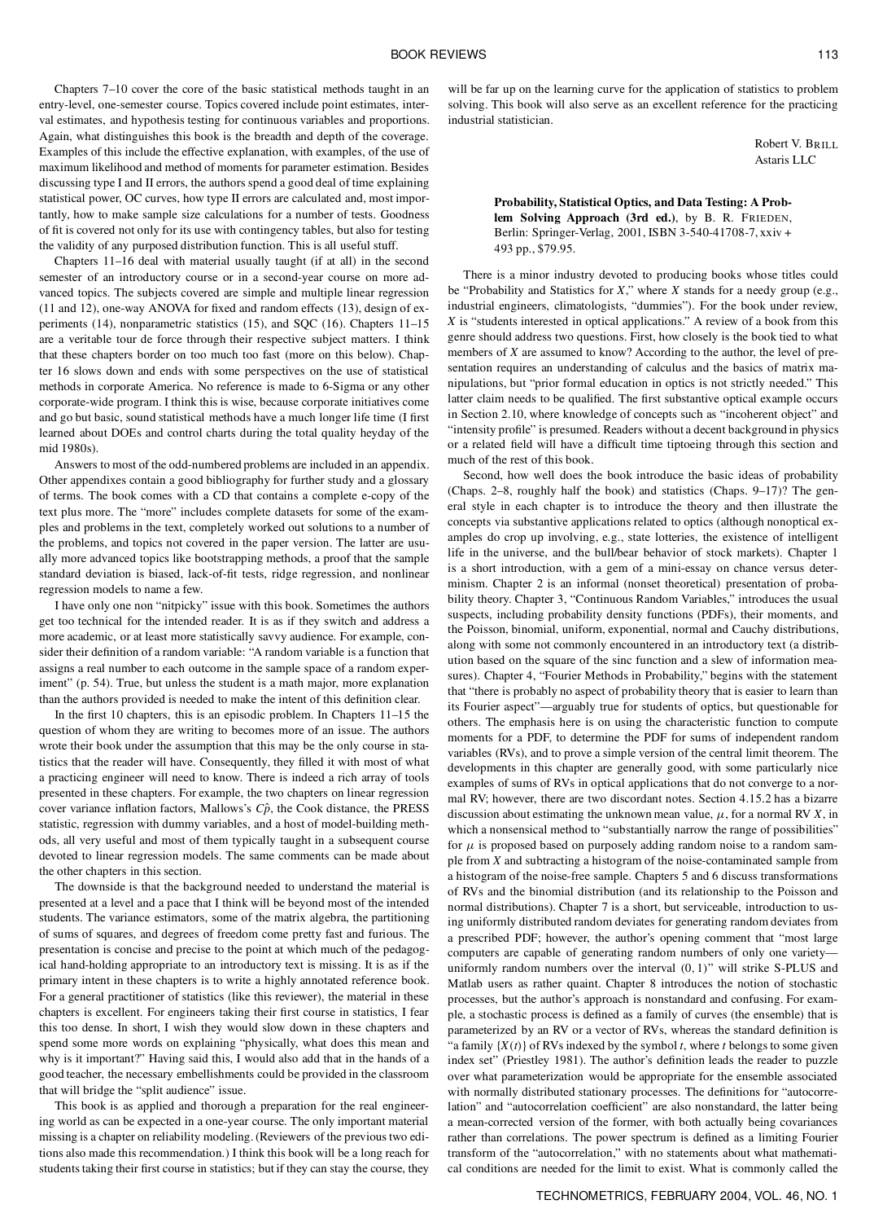Chapters 7–10 cover the core of the basic statistical methods taught in an entry-level, one-semester course. Topics covered include point estimates, interval estimates, and hypothesis testing for continuous variables and proportions. Again, what distinguishes this book is the breadth and depth of the coverage. Examples of this include the effective explanation, with examples, of the use of maximum likelihood and method of moments for parameter estimation. Besides discussing type I and II errors, the authors spend a good deal of time explaining statistical power, OC curves, how type II errors are calculated and, most importantly, how to make sample size calculations for a number of tests. Goodness of fit is covered not only for its use with contingency tables, but also for testing the validity of any purposed distribution function. This is all useful stuff.

Chapters 11–16 deal with material usually taught (if at all) in the second semester of an introductory course or in a second-year course on more advanced topics. The subjects covered are simple and multiple linear regression (11 and 12), one-way ANOVA for fixed and random effects (13), design of experiments (14), nonparametric statistics (15), and SQC (16). Chapters 11–15 are a veritable tour de force through their respective subject matters. I think that these chapters border on too much too fast (more on this below). Chapter 16 slows down and ends with some perspectives on the use of statistical methods in corporate America. No reference is made to 6-Sigma or any other corporate-wide program. I think this is wise, because corporate initiatives come and go but basic, sound statistical methods have a much longer life time (I first learned about DOEs and control charts during the total quality heyday of the mid 1980s).

Answers to most of the odd-numbered problems are included in an appendix. Other appendixes contain a good bibliography for further study and a glossary of terms. The book comes with a CD that contains a complete e-copy of the text plus more. The "more" includes complete datasets for some of the examples and problems in the text, completely worked out solutions to a number of the problems, and topics not covered in the paper version. The latter are usually more advanced topics like bootstrapping methods, a proof that the sample standard deviation is biased, lack-of-fit tests, ridge regression, and nonlinear regression models to name a few.

I have only one non "nitpicky" issue with this book. Sometimes the authors get too technical for the intended reader. It is as if they switch and address a more academic, or at least more statistically savvy audience. For example, consider their definition of a random variable: "A random variable is a function that assigns a real number to each outcome in the sample space of a random experiment" (p. 54). True, but unless the student is a math major, more explanation than the authors provided is needed to make the intent of this definition clear.

In the first 10 chapters, this is an episodic problem. In Chapters 11–15 the question of whom they are writing to becomes more of an issue. The authors wrote their book under the assumption that this may be the only course in statistics that the reader will have. Consequently, they filled it with most of what a practicing engineer will need to know. There is indeed a rich array of tools presented in these chapters. For example, the two chapters on linear regression cover variance inflation factors, Mallows's $C\hat{p}$, the Cook distance, the PRESS statistic, regression with dummy variables, and a host of model-building methods, all very useful and most of them typically taught in a subsequent course devoted to linear regression models. The same comments can be made about the other chapters in this section.

The downside is that the background needed to understand the material is presented at a level and a pace that I think will be beyond most of the intended students. The variance estimators, some of the matrix algebra, the partitioning of sums of squares, and degrees of freedom come pretty fast and furious. The presentation is concise and precise to the point at which much of the pedagogical hand-holding appropriate to an introductory text is missing. It is as if the primary intent in these chapters is to write a highly annotated reference book. For a general practitioner of statistics (like this reviewer), the material in these chapters is excellent. For engineers taking their first course in statistics, I fear this too dense. In short, I wish they would slow down in these chapters and spend some more words on explaining "physically, what does this mean and why is it important?" Having said this, I would also add that in the hands of a good teacher, the necessary embellishments could be provided in the classroom that will bridge the "split audience" issue.

This book is as applied and thorough a preparation for the real engineering world as can be expected in a one-year course. The only important material missing is a chapter on reliability modeling. (Reviewers of the previous two editions also made this recommendation.) I think this book will be a long reach for students taking their first course in statistics; but if they can stay the course, they will be far up on the learning curve for the application of statistics to problem solving. This book will also serve as an excellent reference for the practicing industrial statistician.

Robert V. Brill
Astaris LLC

**Probability, Statistical Optics, and Data Testing: A Problem Solving Approach (3rd ed.)**, by B. R. Frieden, Berlin: Springer-Verlag, 2001, ISBN 3-540-41708-7, xxiv + 493 pp., $79.95.

There is a minor industry devoted to producing books whose titles could be "Probability and Statistics for *X*," where *X* stands for a needy group (e.g., industrial engineers, climatologists, "dummies"). For the book under review, *X* is "students interested in optical applications." A review of a book from this genre should address two questions. First, how closely is the book tied to what members of *X* are assumed to know? According to the author, the level of presentation requires an understanding of calculus and the basics of matrix manipulations, but "prior formal education in optics is not strictly needed." This latter claim needs to be qualified. The first substantive optical example occurs in Section 2.10, where knowledge of concepts such as "incoherent object" and "intensity profile" is presumed. Readers without a decent background in physics or a related field will have a difficult time tiptoeing through this section and much of the rest of this book.

Second, how well does the book introduce the basic ideas of probability (Chaps. 2–8, roughly half the book) and statistics (Chaps. 9–17)? The general style in each chapter is to introduce the theory and then illustrate the concepts via substantive applications related to optics (although nonoptical examples do crop up involving, e.g., state lotteries, the existence of intelligent life in the universe, and the bull/bear behavior of stock markets). Chapter 1 is a short introduction, with a gem of a mini-essay on chance versus determinism. Chapter 2 is an informal (nonset theoretical) presentation of probability theory. Chapter 3, "Continuous Random Variables," introduces the usual suspects, including probability density functions (PDFs), their moments, and the Poisson, binomial, uniform, exponential, normal and Cauchy distributions, along with some not commonly encountered in an introductory text (a distribution based on the square of the sinc function and a slew of information measures). Chapter 4, "Fourier Methods in Probability," begins with the statement that "there is probably no aspect of probability theory that is easier to learn than its Fourier aspect"—arguably true for students of optics, but questionable for others. The emphasis here is on using the characteristic function to compute moments for a PDF, to determine the PDF for sums of independent random variables (RVs), and to prove a simple version of the central limit theorem. The developments in this chapter are generally good, with some particularly nice examples of sums of RVs in optical applications that do not converge to a normal RV; however, there are two discordant notes. Section 4.15.2 has a bizarre discussion about estimating the unknown mean value, $\mu$, for a normal RV $X$, in which a nonsensical method to "substantially narrow the range of possibilities" for $\mu$ is proposed based on purposely adding random noise to a random sample from $X$ and subtracting a histogram of the noise-contaminated sample from a histogram of the noise-free sample. Chapters 5 and 6 discuss transformations of RVs and the binomial distribution (and its relationship to the Poisson and normal distributions). Chapter 7 is a short, but serviceable, introduction to using uniformly distributed random deviates for generating random deviates from a prescribed PDF; however, the author's opening comment that "most large computers are capable of generating random numbers of only one variety—uniformly random numbers over the interval $(0, 1)$" will strike S-PLUS and Matlab users as rather quaint. Chapter 8 introduces the notion of stochastic processes, but the author's approach is nonstandard and confusing. For example, a stochastic process is defined as a family of curves (the ensemble) that is parameterized by an RV or a vector of RVs, whereas the standard definition is "a family $\{X(t)\}$ of RVs indexed by the symbol $t$, where $t$ belongs to some given index set" (Priestley 1981). The author's definition leads the reader to puzzle over what parameterization would be appropriate for the ensemble associated with normally distributed stationary processes. The definitions for "autocorrelation" and "autocorrelation coefficient" are also nonstandard, the latter being a mean-corrected version of the former, with both actually being covariances rather than correlations. The power spectrum is defined as a limiting Fourier transform of the "autocorrelation," with no statements about what mathematical conditions are needed for the limit to exist. What is commonly called the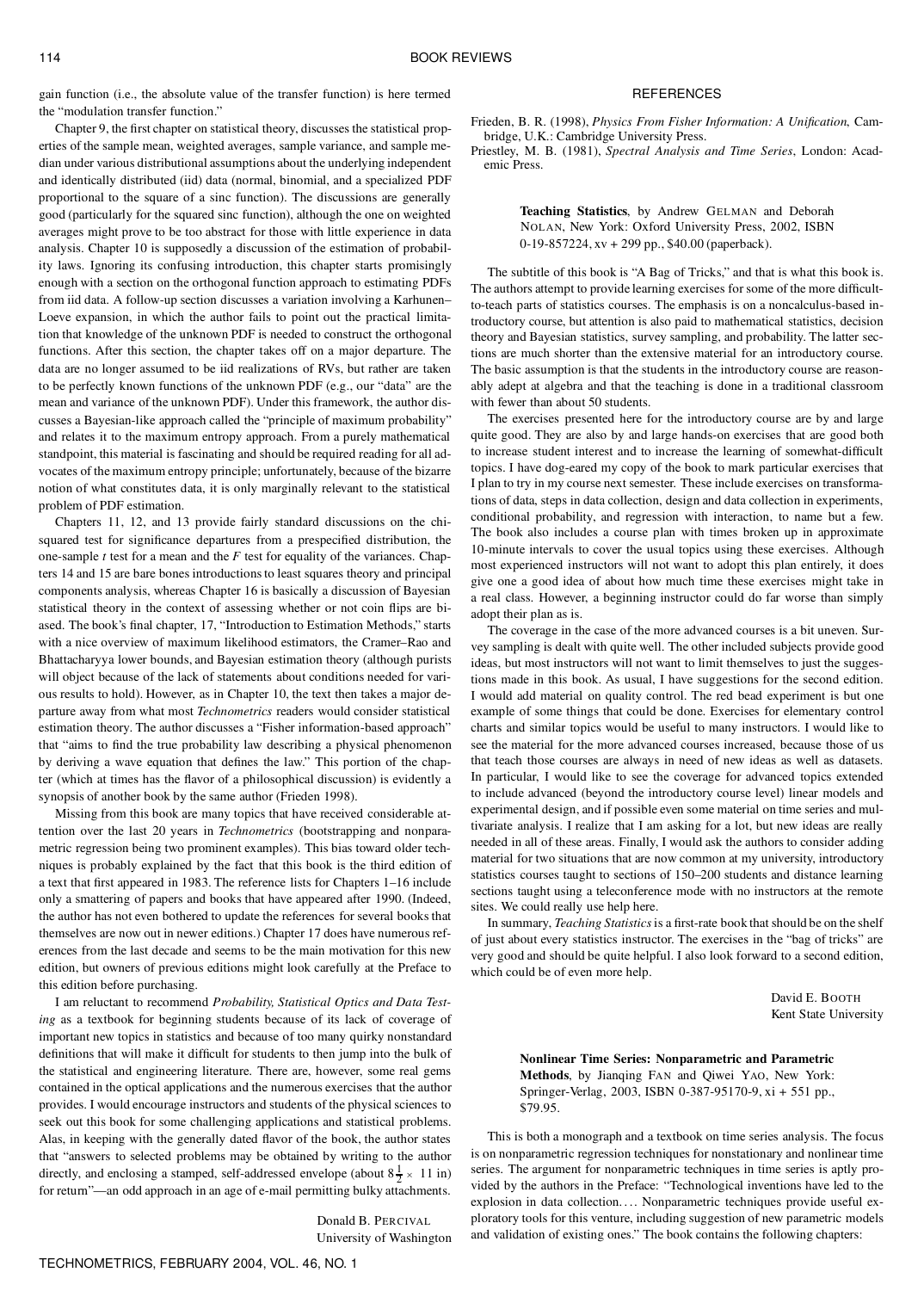gain function (i.e., the absolute value of the transfer function) is here termed the "modulation transfer function."

Chapter 9, the first chapter on statistical theory, discusses the statistical properties of the sample mean, weighted averages, sample variance, and sample median under various distributional assumptions about the underlying independent and identically distributed (iid) data (normal, binomial, and a specialized PDF proportional to the square of a sinc function). The discussions are generally good (particularly for the squared sinc function), although the one on weighted averages might prove to be too abstract for those with little experience in data analysis. Chapter 10 is supposedly a discussion of the estimation of probability laws. Ignoring its confusing introduction, this chapter starts promisingly enough with a section on the orthogonal function approach to estimating PDFs from iid data. A follow-up section discusses a variation involving a Karhunen–Loeve expansion, in which the author fails to point out the practical limitation that knowledge of the unknown PDF is needed to construct the orthogonal functions. After this section, the chapter takes off on a major departure. The data are no longer assumed to be iid realizations of RVs, but rather are taken to be perfectly known functions of the unknown PDF (e.g., our "data" are the mean and variance of the unknown PDF). Under this framework, the author discusses a Bayesian-like approach called the "principle of maximum probability" and relates it to the maximum entropy approach. From a purely mathematical standpoint, this material is fascinating and should be required reading for all advocates of the maximum entropy principle; unfortunately, because of the bizarre notion of what constitutes data, it is only marginally relevant to the statistical problem of PDF estimation.

Chapters 11, 12, and 13 provide fairly standard discussions on the chi-squared test for significance departures from a prespecified distribution, the one-sample $t$ test for a mean and the $F$ test for equality of the variances. Chapters 14 and 15 are bare bones introductions to least squares theory and principal components analysis, whereas Chapter 16 is basically a discussion of Bayesian statistical theory in the context of assessing whether or not coin flips are biased. The book's final chapter, 17, "Introduction to Estimation Methods," starts with a nice overview of maximum likelihood estimators, the Cramer–Rao and Bhattacharyya lower bounds, and Bayesian estimation theory (although purists will object because of the lack of statements about conditions needed for various results to hold). However, as in Chapter 10, the text then takes a major departure away from what most *Technometrics* readers would consider statistical estimation theory. The author discusses a "Fisher information-based approach" that "aims to find the true probability law describing a physical phenomenon by deriving a wave equation that defines the law." This portion of the chapter (which at times has the flavor of a philosophical discussion) is evidently a synopsis of another book by the same author (Frieden 1998).

Missing from this book are many topics that have received considerable attention over the last 20 years in *Technometrics* (bootstrapping and nonparametric regression being two prominent examples). This bias toward older techniques is probably explained by the fact that this book is the third edition of a text that first appeared in 1983. The reference lists for Chapters 1–16 include only a smattering of papers and books that have appeared after 1990. (Indeed, the author has not even bothered to update the references for several books that themselves are now out in newer editions.) Chapter 17 does have numerous references from the last decade and seems to be the main motivation for this new edition, but owners of previous editions might look carefully at the Preface to this edition before purchasing.

I am reluctant to recommend *Probability, Statistical Optics and Data Testing* as a textbook for beginning students because of its lack of coverage of important new topics in statistics and because of too many quirky nonstandard definitions that will make it difficult for students to then jump into the bulk of the statistical and engineering literature. There are, however, some real gems contained in the optical applications and the numerous exercises that the author provides. I would encourage instructors and students of the physical sciences to seek out this book for some challenging applications and statistical problems. Alas, in keeping with the generally dated flavor of the book, the author states that "answers to selected problems may be obtained by writing to the author directly, and enclosing a stamped, self-addressed envelope (about $8\frac{1}{2} \times 11$ in) for return"—an odd approach in an age of e-mail permitting bulky attachments.

Donald B. Percival
University of Washington

## REFERENCES

Frieden, B. R. (1998), *Physics From Fisher Information: A Unification*, Cambridge, U.K.: Cambridge University Press.

Priestley, M. B. (1981), *Spectral Analysis and Time Series*, London: Academic Press.

**Teaching Statistics**, by Andrew Gelman and Deborah Nolan, New York: Oxford University Press, 2002, ISBN 0-19-857224, xv + 299 pp., $40.00 (paperback).

The subtitle of this book is "A Bag of Tricks," and that is what this book is. The authors attempt to provide learning exercises for some of the more difficult-to-teach parts of statistics courses. The emphasis is on a noncalculus-based introductory course, but attention is also paid to mathematical statistics, decision theory and Bayesian statistics, survey sampling, and probability. The latter sections are much shorter than the extensive material for an introductory course. The basic assumption is that the students in the introductory course are reasonably adept at algebra and that the teaching is done in a traditional classroom with fewer than about 50 students.

The exercises presented here for the introductory course are by and large quite good. They are also by and large hands-on exercises that are good both to increase student interest and to increase the learning of somewhat-difficult topics. I have dog-eared my copy of the book to mark particular exercises that I plan to try in my course next semester. These include exercises on transformations of data, steps in data collection, design and data collection in experiments, conditional probability, and regression with interaction, to name but a few. The book also includes a course plan with times broken up in approximate 10-minute intervals to cover the usual topics using these exercises. Although most experienced instructors will not want to adopt this plan entirely, it does give one a good idea of about how much time these exercises might take in a real class. However, a beginning instructor could do far worse than simply adopt their plan as is.

The coverage in the case of the more advanced courses is a bit uneven. Survey sampling is dealt with quite well. The other included subjects provide good ideas, but most instructors will not want to limit themselves to just the suggestions made in this book. As usual, I have suggestions for the second edition. I would add material on quality control. The red bead experiment is but one example of some things that could be done. Exercises for elementary control charts and similar topics would be useful to many instructors. I would like to see the material for the more advanced courses increased, because those of us that teach those courses are always in need of new ideas as well as datasets. In particular, I would like to see the coverage for advanced topics extended to include advanced (beyond the introductory course level) linear models and experimental design, and if possible even some material on time series and multivariate analysis. I realize that I am asking for a lot, but new ideas are really needed in all of these areas. Finally, I would ask the authors to consider adding material for two situations that are now common at my university, introductory statistics courses taught to sections of 150–200 students and distance learning sections taught using a teleconference mode with no instructors at the remote sites. We could really use help here.

In summary, *Teaching Statistics* is a first-rate book that should be on the shelf of just about every statistics instructor. The exercises in the "bag of tricks" are very good and should be quite helpful. I also look forward to a second edition, which could be of even more help.

David E. Booth
Kent State University

**Nonlinear Time Series: Nonparametric and Parametric Methods**, by Jianqing Fan and Qiwei Yao, New York: Springer-Verlag, 2003, ISBN 0-387-95170-9, xi + 551 pp., $79.95.

This is both a monograph and a textbook on time series analysis. The focus is on nonparametric regression techniques for nonstationary and nonlinear time series. The argument for nonparametric techniques in time series is aptly provided by the authors in the Preface: "Technological inventions have led to the explosion in data collection.... Nonparametric techniques provide useful exploratory tools for this venture, including suggestion of new parametric models and validation of existing ones." The book contains the following chapters: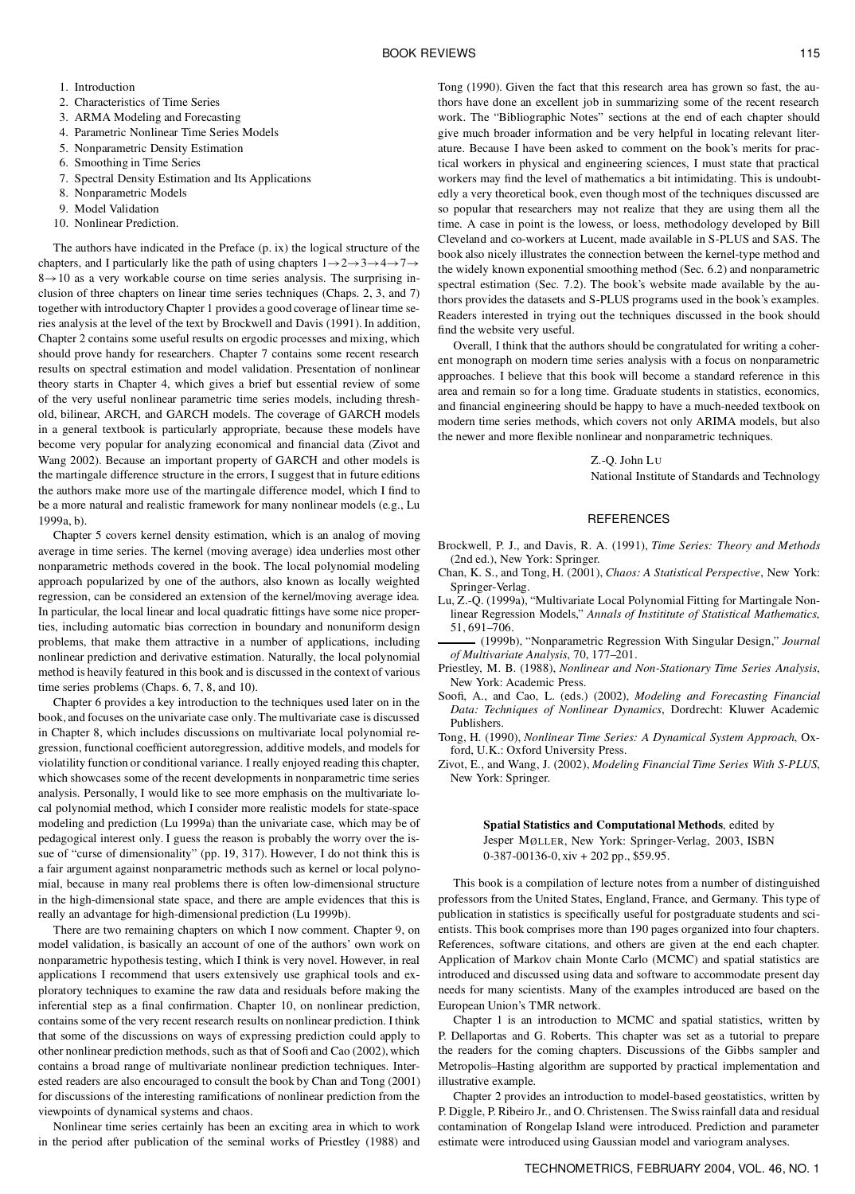1. Introduction
2. Characteristics of Time Series
3. ARMA Modeling and Forecasting
4. Parametric Nonlinear Time Series Models
5. Nonparametric Density Estimation
6. Smoothing in Time Series
7. Spectral Density Estimation and Its Applications
8. Nonparametric Models
9. Model Validation
10. Nonlinear Prediction.

The authors have indicated in the Preface (p. ix) the logical structure of the chapters, and I particularly like the path of using chapters $1 \to 2 \to 3 \to 4 \to 7 \to 8 \to 10$ as a very workable course on time series analysis. The surprising inclusion of three chapters on linear time series techniques (Chaps. 2, 3, and 7) together with introductory Chapter 1 provides a good coverage of linear time series analysis at the level of the text by Brockwell and Davis (1991). In addition, Chapter 2 contains some useful results on ergodic processes and mixing, which should prove handy for researchers. Chapter 7 contains some recent research results on spectral estimation and model validation. Presentation of nonlinear theory starts in Chapter 4, which gives a brief but essential review of some of the very useful nonlinear parametric time series models, including threshold, bilinear, ARCH, and GARCH models. The coverage of GARCH models in a general textbook is particularly appropriate, because these models have become very popular for analyzing economical and financial data (Zivot and Wang 2002). Because an important property of GARCH and other models is the martingale difference structure in the errors, I suggest that in future editions the authors make more use of the martingale difference model, which I find to be a more natural and realistic framework for many nonlinear models (e.g., Lu 1999a, b).

Chapter 5 covers kernel density estimation, which is an analog of moving average in time series. The kernel (moving average) idea underlies most other nonparametric methods covered in the book. The local polynomial modeling approach popularized by one of the authors, also known as locally weighted regression, can be considered an extension of the kernel/moving average idea. In particular, the local linear and local quadratic fittings have some nice properties, including automatic bias correction in boundary and nonuniform design problems, that make them attractive in a number of applications, including nonlinear prediction and derivative estimation. Naturally, the local polynomial method is heavily featured in this book and is discussed in the context of various time series problems (Chaps. 6, 7, 8, and 10).

Chapter 6 provides a key introduction to the techniques used later on in the book, and focuses on the univariate case only. The multivariate case is discussed in Chapter 8, which includes discussions on multivariate local polynomial regression, functional coefficient autoregression, additive models, and models for violatility function or conditional variance. I really enjoyed reading this chapter, which showcases some of the recent developments in nonparametric time series analysis. Personally, I would like to see more emphasis on the multivariate local polynomial method, which I consider more realistic models for state-space modeling and prediction (Lu 1999a) than the univariate case, which may be of pedagogical interest only. I guess the reason is probably the worry over the issue of "curse of dimensionality" (pp. 19, 317). However, I do not think this is a fair argument against nonparametric methods such as kernel or local polynomial, because in many real problems there is often low-dimensional structure in the high-dimensional state space, and there are ample evidences that this is really an advantage for high-dimensional prediction (Lu 1999b).

There are two remaining chapters on which I now comment. Chapter 9, on model validation, is basically an account of one of the authors' own work on nonparametric hypothesis testing, which I think is very novel. However, in real applications I recommend that users extensively use graphical tools and exploratory techniques to examine the raw data and residuals before making the inferential step as a final confirmation. Chapter 10, on nonlinear prediction, contains some of the very recent research results on nonlinear prediction. I think that some of the discussions on ways of expressing prediction could apply to other nonlinear prediction methods, such as that of Soofi and Cao (2002), which contains a broad range of multivariate nonlinear prediction techniques. Interested readers are also encouraged to consult the book by Chan and Tong (2001) for discussions of the interesting ramifications of nonlinear prediction from the viewpoints of dynamical systems and chaos.

Nonlinear time series certainly has been an exciting area in which to work in the period after publication of the seminal works of Priestley (1988) and Tong (1990). Given the fact that this research area has grown so fast, the authors have done an excellent job in summarizing some of the recent research work. The "Bibliographic Notes" sections at the end of each chapter should give much broader information and be very helpful in locating relevant literature. Because I have been asked to comment on the book's merits for practical workers in physical and engineering sciences, I must state that practical workers may find the level of mathematics a bit intimidating. This is undoubtedly a very theoretical book, even though most of the techniques discussed are so popular that researchers may not realize that they are using them all the time. A case in point is the lowess, or loess, methodology developed by Bill Cleveland and co-workers at Lucent, made available in S-PLUS and SAS. The book also nicely illustrates the connection between the kernel-type method and the widely known exponential smoothing method (Sec. 6.2) and nonparametric spectral estimation (Sec. 7.2). The book's website made available by the authors provides the datasets and S-PLUS programs used in the book's examples. Readers interested in trying out the techniques discussed in the book should find the website very useful.

Overall, I think that the authors should be congratulated for writing a coherent monograph on modern time series analysis with a focus on nonparametric approaches. I believe that this book will become a standard reference in this area and remain so for a long time. Graduate students in statistics, economics, and financial engineering should be happy to have a much-needed textbook on modern time series methods, which covers not only ARIMA models, but also the newer and more flexible nonlinear and nonparametric techniques.

Z.-Q. John Lu
National Institute of Standards and Technology

## REFERENCES

Brockwell, P. J., and Davis, R. A. (1991), *Time Series: Theory and Methods* (2nd ed.), New York: Springer.

Chan, K. S., and Tong, H. (2001), *Chaos: A Statistical Perspective*, New York: Springer-Verlag.

Lu, Z.-Q. (1999a), "Multivariate Local Polynomial Fitting for Martingale Nonlinear Regression Models," *Annals of Instititute of Statistical Mathematics*, 51, 691–706.

——— (1999b), "Nonparametric Regression With Singular Design," *Journal of Multivariate Analysis*, 70, 177–201.

Priestley, M. B. (1988), *Nonlinear and Non-Stationary Time Series Analysis*, New York: Academic Press.

Soofi, A., and Cao, L. (eds.) (2002), *Modeling and Forecasting Financial Data: Techniques of Nonlinear Dynamics*, Dordrecht: Kluwer Academic Publishers.

Tong, H. (1990), *Nonlinear Time Series: A Dynamical System Approach*, Oxford, U.K.: Oxford University Press.

Zivot, E., and Wang, J. (2002), *Modeling Financial Time Series With S-PLUS*, New York: Springer.

**Spatial Statistics and Computational Methods**, edited by Jesper Møller, New York: Springer-Verlag, 2003, ISBN 0-387-00136-0, xiv + 202 pp., $59.95.

This book is a compilation of lecture notes from a number of distinguished professors from the United States, England, France, and Germany. This type of publication in statistics is specifically useful for postgraduate students and scientists. This book comprises more than 190 pages organized into four chapters. References, software citations, and others are given at the end each chapter. Application of Markov chain Monte Carlo (MCMC) and spatial statistics are introduced and discussed using data and software to accommodate present day needs for many scientists. Many of the examples introduced are based on the European Union's TMR network.

Chapter 1 is an introduction to MCMC and spatial statistics, written by P. Dellaportas and G. Roberts. This chapter was set as a tutorial to prepare the readers for the coming chapters. Discussions of the Gibbs sampler and Metropolis–Hasting algorithm are supported by practical implementation and illustrative example.

Chapter 2 provides an introduction to model-based geostatistics, written by P. Diggle, P. Ribeiro Jr., and O. Christensen. The Swiss rainfall data and residual contamination of Rongelap Island were introduced. Prediction and parameter estimate were introduced using Gaussian model and variogram analyses.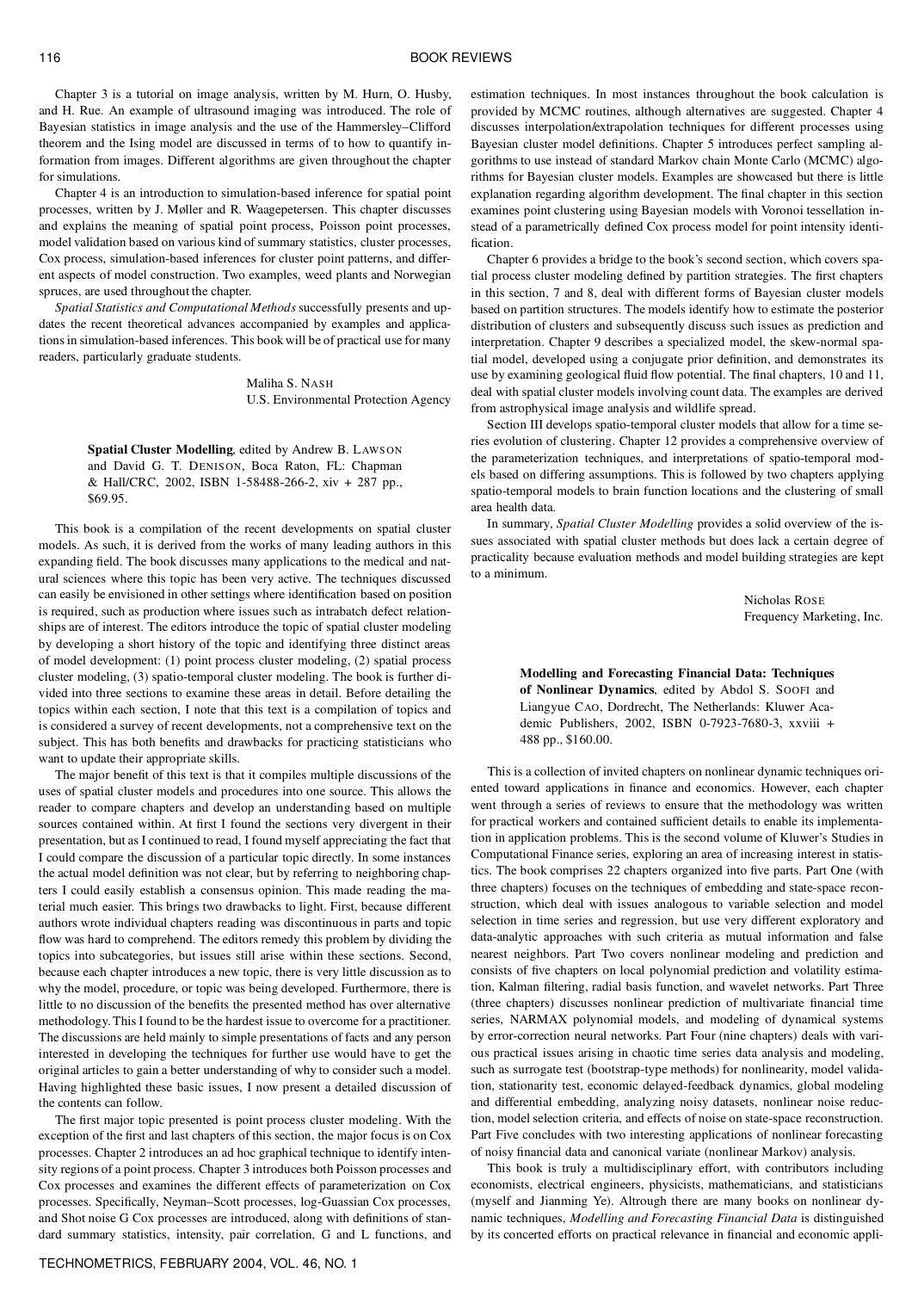Chapter 3 is a tutorial on image analysis, written by M. Hurn, O. Husby, and H. Rue. An example of ultrasound imaging was introduced. The role of Bayesian statistics in image analysis and the use of the Hammersley–Clifford theorem and the Ising model are discussed in terms of to how to quantify information from images. Different algorithms are given throughout the chapter for simulations.

Chapter 4 is an introduction to simulation-based inference for spatial point processes, written by J. Møller and R. Waagepetersen. This chapter discusses and explains the meaning of spatial point process, Poisson point processes, model validation based on various kind of summary statistics, cluster processes, Cox process, simulation-based inferences for cluster point patterns, and different aspects of model construction. Two examples, weed plants and Norwegian spruces, are used throughout the chapter.

*Spatial Statistics and Computational Methods* successfully presents and updates the recent theoretical advances accompanied by examples and applications in simulation-based inferences. This book will be of practical use for many readers, particularly graduate students.

Maliha S. Nash
U.S. Environmental Protection Agency

**Spatial Cluster Modelling**, edited by Andrew B. Lawson and David G. T. Denison, Boca Raton, FL: Chapman & Hall/CRC, 2002, ISBN 1-58488-266-2, xiv + 287 pp., $69.95.

This book is a compilation of the recent developments on spatial cluster models. As such, it is derived from the works of many leading authors in this expanding field. The book discusses many applications to the medical and natural sciences where this topic has been very active. The techniques discussed can easily be envisioned in other settings where identification based on position is required, such as production where issues such as intrabatch defect relationships are of interest. The editors introduce the topic of spatial cluster modeling by developing a short history of the topic and identifying three distinct areas of model development: (1) point process cluster modeling, (2) spatial process cluster modeling, (3) spatio-temporal cluster modeling. The book is further divided into three sections to examine these areas in detail. Before detailing the topics within each section, I note that this text is a compilation of topics and is considered a survey of recent developments, not a comprehensive text on the subject. This has both benefits and drawbacks for practicing statisticians who want to update their appropriate skills.

The major benefit of this text is that it compiles multiple discussions of the uses of spatial cluster models and procedures into one source. This allows the reader to compare chapters and develop an understanding based on multiple sources contained within. At first I found the sections very divergent in their presentation, but as I continued to read, I found myself appreciating the fact that I could compare the discussion of a particular topic directly. In some instances the actual model definition was not clear, but by referring to neighboring chapters I could easily establish a consensus opinion. This made reading the material much easier. This brings two drawbacks to light. First, because different authors wrote individual chapters reading was discontinuous in parts and topic flow was hard to comprehend. The editors remedy this problem by dividing the topics into subcategories, but issues still arise within these sections. Second, because each chapter introduces a new topic, there is very little discussion as to why the model, procedure, or topic was being developed. Furthermore, there is little to no discussion of the benefits the presented method has over alternative methodology. This I found to be the hardest issue to overcome for a practitioner. The discussions are held mainly to simple presentations of facts and any person interested in developing the techniques for further use would have to get the original articles to gain a better understanding of why to consider such a model. Having highlighted these basic issues, I now present a detailed discussion of the contents can follow.

The first major topic presented is point process cluster modeling. With the exception of the first and last chapters of this section, the major focus is on Cox processes. Chapter 2 introduces an ad hoc graphical technique to identify intensity regions of a point process. Chapter 3 introduces both Poisson processes and Cox processes and examines the different effects of parameterization on Cox processes. Specifically, Neyman–Scott processes, log-Guassian Cox processes, and Shot noise G Cox processes are introduced, along with definitions of standard summary statistics, intensity, pair correlation, G and L functions, and estimation techniques. In most instances throughout the book calculation is provided by MCMC routines, although alternatives are suggested. Chapter 4 discusses interpolation/extrapolation techniques for different processes using Bayesian cluster model definitions. Chapter 5 introduces perfect sampling algorithms to use instead of standard Markov chain Monte Carlo (MCMC) algorithms for Bayesian cluster models. Examples are showcased but there is little explanation regarding algorithm development. The final chapter in this section examines point clustering using Bayesian models with Voronoi tessellation instead of a parametrically defined Cox process model for point intensity identification.

Chapter 6 provides a bridge to the book's second section, which covers spatial process cluster modeling defined by partition strategies. The first chapters in this section, 7 and 8, deal with different forms of Bayesian cluster models based on partition structures. The models identify how to estimate the posterior distribution of clusters and subsequently discuss such issues as prediction and interpretation. Chapter 9 describes a specialized model, the skew-normal spatial model, developed using a conjugate prior definition, and demonstrates its use by examining geological fluid flow potential. The final chapters, 10 and 11, deal with spatial cluster models involving count data. The examples are derived from astrophysical image analysis and wildlife spread.

Section III develops spatio-temporal cluster models that allow for a time series evolution of clustering. Chapter 12 provides a comprehensive overview of the parameterization techniques, and interpretations of spatio-temporal models based on differing assumptions. This is followed by two chapters applying spatio-temporal models to brain function locations and the clustering of small area health data.

In summary, *Spatial Cluster Modelling* provides a solid overview of the issues associated with spatial cluster methods but does lack a certain degree of practicality because evaluation methods and model building strategies are kept to a minimum.

Nicholas Rose
Frequency Marketing, Inc.

**Modelling and Forecasting Financial Data: Techniques of Nonlinear Dynamics**, edited by Abdol S. Soofi and Liangyue Cao, Dordrecht, The Netherlands: Kluwer Academic Publishers, 2002, ISBN 0-7923-7680-3, xxviii + 488 pp., $160.00.

This is a collection of invited chapters on nonlinear dynamic techniques oriented toward applications in finance and economics. However, each chapter went through a series of reviews to ensure that the methodology was written for practical workers and contained sufficient details to enable its implementation in application problems. This is the second volume of Kluwer's Studies in Computational Finance series, exploring an area of increasing interest in statistics. The book comprises 22 chapters organized into five parts. Part One (with three chapters) focuses on the techniques of embedding and state-space reconstruction, which deal with issues analogous to variable selection and model selection in time series and regression, but use very different exploratory and data-analytic approaches with such criteria as mutual information and false nearest neighbors. Part Two covers nonlinear modeling and prediction and consists of five chapters on local polynomial prediction and volatility estimation, Kalman filtering, radial basis function, and wavelet networks. Part Three (three chapters) discusses nonlinear prediction of multivariate financial time series, NARMAX polynomial models, and modeling of dynamical systems by error-correction neural networks. Part Four (nine chapters) deals with various practical issues arising in chaotic time series data analysis and modeling, such as surrogate test (bootstrap-type methods) for nonlinearity, model validation, stationarity test, economic delayed-feedback dynamics, global modeling and differential embedding, analyzing noisy datasets, nonlinear noise reduction, model selection criteria, and effects of noise on state-space reconstruction. Part Five concludes with two interesting applications of nonlinear forecasting of noisy financial data and canonical variate (nonlinear Markov) analysis.

This book is truly a multidisciplinary effort, with contributors including economists, electrical engineers, physicists, mathematicians, and statisticians (myself and Jianming Ye). Altrough there are many books on nonlinear dynamic techniques, *Modelling and Forecasting Financial Data* is distinguished by its concerted efforts on practical relevance in financial and economic appli-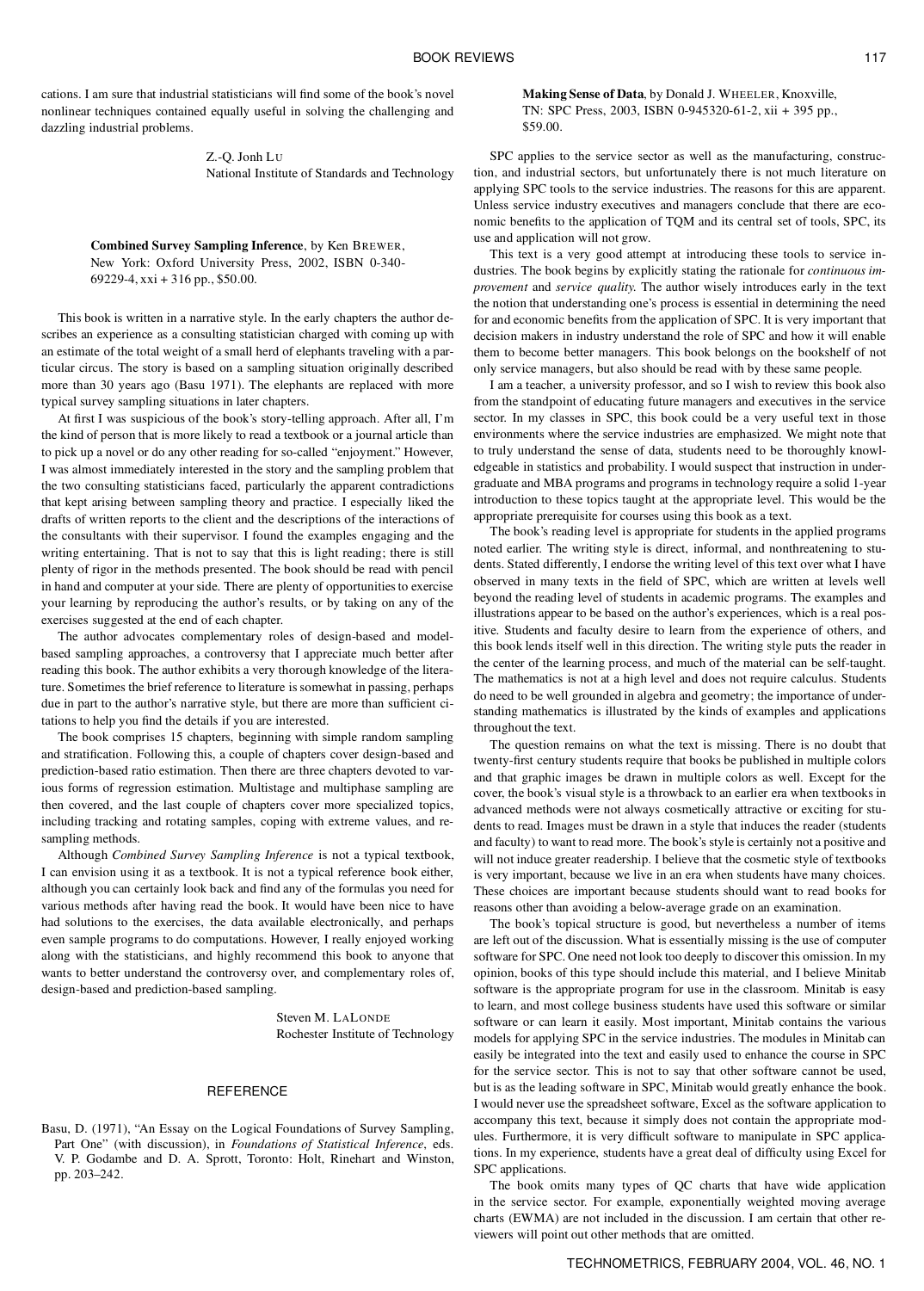cations. I am sure that industrial statisticians will find some of the book's novel nonlinear techniques contained equally useful in solving the challenging and dazzling industrial problems.

Z.-Q. Jonh Lu
National Institute of Standards and Technology

**Combined Survey Sampling Inference**, by Ken Brewer, New York: Oxford University Press, 2002, ISBN 0-340-69229-4, xxi + 316 pp., $50.00.

This book is written in a narrative style. In the early chapters the author describes an experience as a consulting statistician charged with coming up with an estimate of the total weight of a small herd of elephants traveling with a particular circus. The story is based on a sampling situation originally described more than 30 years ago (Basu 1971). The elephants are replaced with more typical survey sampling situations in later chapters.

At first I was suspicious of the book's story-telling approach. After all, I'm the kind of person that is more likely to read a textbook or a journal article than to pick up a novel or do any other reading for so-called "enjoyment." However, I was almost immediately interested in the story and the sampling problem that the two consulting statisticians faced, particularly the apparent contradictions that kept arising between sampling theory and practice. I especially liked the drafts of written reports to the client and the descriptions of the interactions of the consultants with their supervisor. I found the examples engaging and the writing entertaining. That is not to say that this is light reading; there is still plenty of rigor in the methods presented. The book should be read with pencil in hand and computer at your side. There are plenty of opportunities to exercise your learning by reproducing the author's results, or by taking on any of the exercises suggested at the end of each chapter.

The author advocates complementary roles of design-based and model-based sampling approaches, a controversy that I appreciate much better after reading this book. The author exhibits a very thorough knowledge of the literature. Sometimes the brief reference to literature is somewhat in passing, perhaps due in part to the author's narrative style, but there are more than sufficient citations to help you find the details if you are interested.

The book comprises 15 chapters, beginning with simple random sampling and stratification. Following this, a couple of chapters cover design-based and prediction-based ratio estimation. Then there are three chapters devoted to various forms of regression estimation. Multistage and multiphase sampling are then covered, and the last couple of chapters cover more specialized topics, including tracking and rotating samples, coping with extreme values, and resampling methods.

Although *Combined Survey Sampling Inference* is not a typical textbook, I can envision using it as a textbook. It is not a typical reference book either, although you can certainly look back and find any of the formulas you need for various methods after having read the book. It would have been nice to have had solutions to the exercises, the data available electronically, and perhaps even sample programs to do computations. However, I really enjoyed working along with the statisticians, and highly recommend this book to anyone that wants to better understand the controversy over, and complementary roles of, design-based and prediction-based sampling.

Steven M. LaLonde
Rochester Institute of Technology

## REFERENCE

Basu, D. (1971), "An Essay on the Logical Foundations of Survey Sampling, Part One" (with discussion), in *Foundations of Statistical Inference*, eds. V. P. Godambe and D. A. Sprott, Toronto: Holt, Rinehart and Winston, pp. 203–242.

**Making Sense of Data**, by Donald J. Wheeler, Knoxville, TN: SPC Press, 2003, ISBN 0-945320-61-2, xii + 395 pp., $59.00.

SPC applies to the service sector as well as the manufacturing, construction, and industrial sectors, but unfortunately there is not much literature on applying SPC tools to the service industries. The reasons for this are apparent. Unless service industry executives and managers conclude that there are economic benefits to the application of TQM and its central set of tools, SPC, its use and application will not grow.

This text is a very good attempt at introducing these tools to service industries. The book begins by explicitly stating the rationale for *continuous improvement* and *service quality*. The author wisely introduces early in the text the notion that understanding one's process is essential in determining the need for and economic benefits from the application of SPC. It is very important that decision makers in industry understand the role of SPC and how it will enable them to become better managers. This book belongs on the bookshelf of not only service managers, but also should be read with by these same people.

I am a teacher, a university professor, and so I wish to review this book also from the standpoint of educating future managers and executives in the service sector. In my classes in SPC, this book could be a very useful text in those environments where the service industries are emphasized. We might note that to truly understand the sense of data, students need to be thoroughly knowledgeable in statistics and probability. I would suspect that instruction in undergraduate and MBA programs and programs in technology require a solid 1-year introduction to these topics taught at the appropriate level. This would be the appropriate prerequisite for courses using this book as a text.

The book's reading level is appropriate for students in the applied programs noted earlier. The writing style is direct, informal, and nonthreatening to students. Stated differently, I endorse the writing level of this text over what I have observed in many texts in the field of SPC, which are written at levels well beyond the reading level of students in academic programs. The examples and illustrations appear to be based on the author's experiences, which is a real positive. Students and faculty desire to learn from the experience of others, and this book lends itself well in this direction. The writing style puts the reader in the center of the learning process, and much of the material can be self-taught. The mathematics is not at a high level and does not require calculus. Students do need to be well grounded in algebra and geometry; the importance of understanding mathematics is illustrated by the kinds of examples and applications throughout the text.

The question remains on what the text is missing. There is no doubt that twenty-first century students require that books be published in multiple colors and that graphic images be drawn in multiple colors as well. Except for the cover, the book's visual style is a throwback to an earlier era when textbooks in advanced methods were not always cosmetically attractive or exciting for students to read. Images must be drawn in a style that induces the reader (students and faculty) to want to read more. The book's style is certainly not a positive and will not induce greater readership. I believe that the cosmetic style of textbooks is very important, because we live in an era when students have many choices. These choices are important because students should want to read books for reasons other than avoiding a below-average grade on an examination.

The book's topical structure is good, but nevertheless a number of items are left out of the discussion. What is essentially missing is the use of computer software for SPC. One need not look too deeply to discover this omission. In my opinion, books of this type should include this material, and I believe Minitab software is the appropriate program for use in the classroom. Minitab is easy to learn, and most college business students have used this software or similar software or can learn it easily. Most important, Minitab contains the various models for applying SPC in the service industries. The modules in Minitab can easily be integrated into the text and easily used to enhance the course in SPC for the service sector. This is not to say that other software cannot be used, but is as the leading software in SPC, Minitab would greatly enhance the book. I would never use the spreadsheet software, Excel as the software application to accompany this text, because it simply does not contain the appropriate modules. Furthermore, it is very difficult software to manipulate in SPC applications. In my experience, students have a great deal of difficulty using Excel for SPC applications.

The book omits many types of QC charts that have wide application in the service sector. For example, exponentially weighted moving average charts (EWMA) are not included in the discussion. I am certain that other reviewers will point out other methods that are omitted.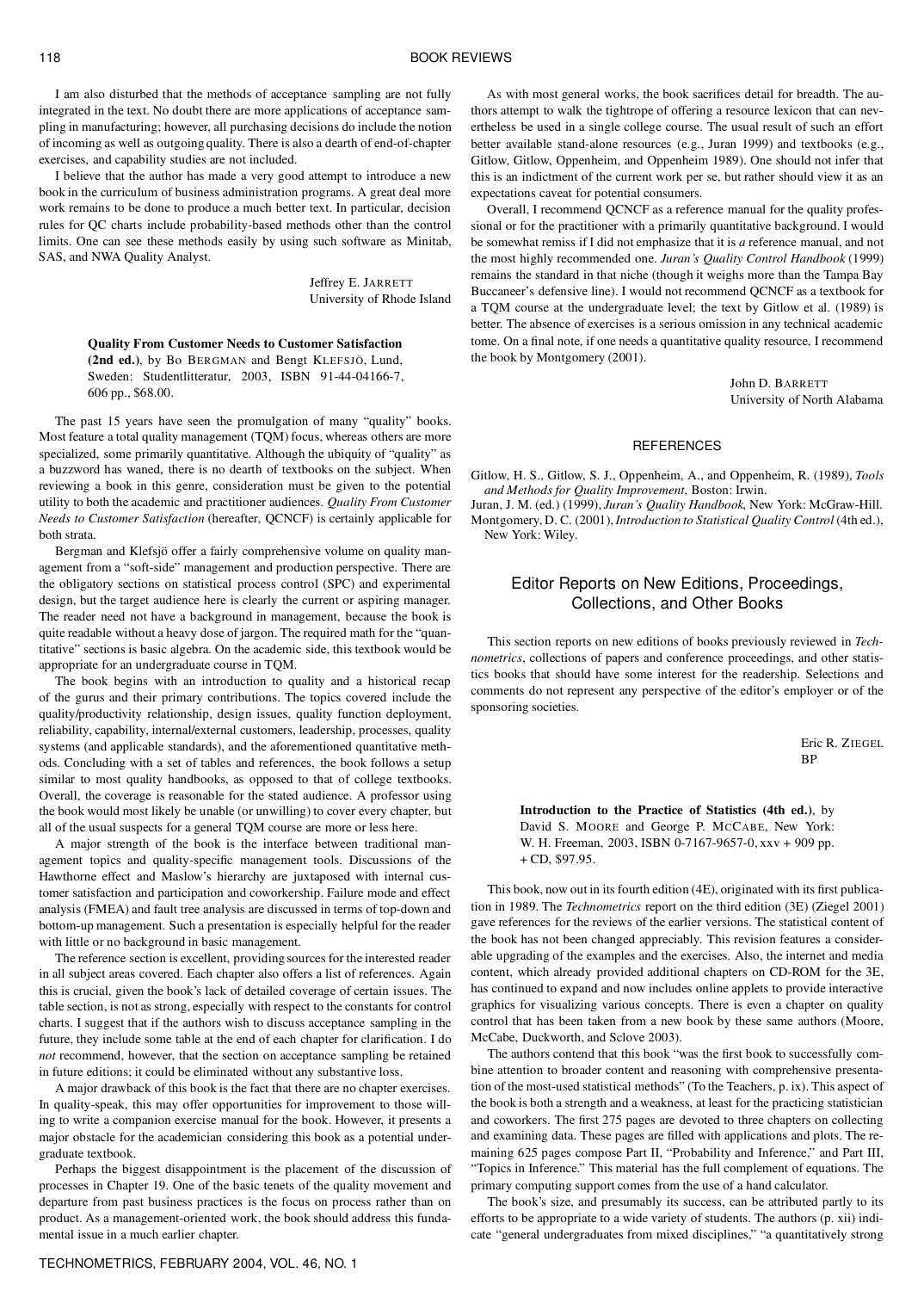I am also disturbed that the methods of acceptance sampling are not fully integrated in the text. No doubt there are more applications of acceptance sampling in manufacturing; however, all purchasing decisions do include the notion of incoming as well as outgoing quality. There is also a dearth of end-of-chapter exercises, and capability studies are not included.

I believe that the author has made a very good attempt to introduce a new book in the curriculum of business administration programs. A great deal more work remains to be done to produce a much better text. In particular, decision rules for QC charts include probability-based methods other than the control limits. One can see these methods easily by using such software as Minitab, SAS, and NWA Quality Analyst.

Jeffrey E. JARRETT
University of Rhode Island

**Quality From Customer Needs to Customer Satisfaction (2nd ed.)**, by Bo BERGMAN and Bengt KLEFSJÖ, Lund, Sweden: Studentlitteratur, 2003, ISBN 91-44-04166-7, 606 pp., $68.00.

The past 15 years have seen the promulgation of many "quality" books. Most feature a total quality management (TQM) focus, whereas others are more specialized, some primarily quantitative. Although the ubiquity of "quality" as a buzzword has waned, there is no dearth of textbooks on the subject. When reviewing a book in this genre, consideration must be given to the potential utility to both the academic and practitioner audiences. *Quality From Customer Needs to Customer Satisfaction* (hereafter, QCNCF) is certainly applicable for both strata.

Bergman and Klefsjö offer a fairly comprehensive volume on quality management from a "soft-side" management and production perspective. There are the obligatory sections on statistical process control (SPC) and experimental design, but the target audience here is clearly the current or aspiring manager. The reader need not have a background in management, because the book is quite readable without a heavy dose of jargon. The required math for the "quantitative" sections is basic algebra. On the academic side, this textbook would be appropriate for an undergraduate course in TQM.

The book begins with an introduction to quality and a historical recap of the gurus and their primary contributions. The topics covered include the quality/productivity relationship, design issues, quality function deployment, reliability, capability, internal/external customers, leadership, processes, quality systems (and applicable standards), and the aforementioned quantitative methods. Concluding with a set of tables and references, the book follows a setup similar to most quality handbooks, as opposed to that of college textbooks. Overall, the coverage is reasonable for the stated audience. A professor using the book would most likely be unable (or unwilling) to cover every chapter, but all of the usual suspects for a general TQM course are more or less here.

A major strength of the book is the interface between traditional management topics and quality-specific management tools. Discussions of the Hawthorne effect and Maslow's hierarchy are juxtaposed with internal customer satisfaction and participation and coworkership. Failure mode and effect analysis (FMEA) and fault tree analysis are discussed in terms of top-down and bottom-up management. Such a presentation is especially helpful for the reader with little or no background in basic management.

The reference section is excellent, providing sources for the interested reader in all subject areas covered. Each chapter also offers a list of references. Again this is crucial, given the book's lack of detailed coverage of certain issues. The table section, is not as strong, especially with respect to the constants for control charts. I suggest that if the authors wish to discuss acceptance sampling in the future, they include some table at the end of each chapter for clarification. I do *not* recommend, however, that the section on acceptance sampling be retained in future editions; it could be eliminated without any substantive loss.

A major drawback of this book is the fact that there are no chapter exercises. In quality-speak, this may offer opportunities for improvement to those willing to write a companion exercise manual for the book. However, it presents a major obstacle for the academician considering this book as a potential undergraduate textbook.

Perhaps the biggest disappointment is the placement of the discussion of processes in Chapter 19. One of the basic tenets of the quality movement and departure from past business practices is the focus on process rather than on product. As a management-oriented work, the book should address this fundamental issue in a much earlier chapter.

As with most general works, the book sacrifices detail for breadth. The authors attempt to walk the tightrope of offering a resource lexicon that can nevertheless be used in a single college course. The usual result of such an effort better available stand-alone resources (e.g., Juran 1999) and textbooks (e.g., Gitlow, Gitlow, Oppenheim, and Oppenheim 1989). One should not infer that this is an indictment of the current work per se, but rather should view it as an expectations caveat for potential consumers.

Overall, I recommend QCNCF as a reference manual for the quality professional or for the practitioner with a primarily quantitative background. I would be somewhat remiss if I did not emphasize that it is *a* reference manual, and not the most highly recommended one. *Juran's Quality Control Handbook* (1999) remains the standard in that niche (though it weighs more than the Tampa Bay Buccaneer's defensive line). I would not recommend QCNCF as a textbook for a TQM course at the undergraduate level; the text by Gitlow et al. (1989) is better. The absence of exercises is a serious omission in any technical academic tome. On a final note, if one needs a quantitative quality resource, I recommend the book by Montgomery (2001).

John D. BARRETT
University of North Alabama

## REFERENCES

Gitlow, H. S., Gitlow, S. J., Oppenheim, A., and Oppenheim, R. (1989), *Tools and Methods for Quality Improvement*, Boston: Irwin.

Juran, J. M. (ed.) (1999), *Juran's Quality Handbook*, New York: McGraw-Hill.

Montgomery, D. C. (2001), *Introduction to Statistical Quality Control* (4th ed.), New York: Wiley.

# Editor Reports on New Editions, Proceedings, Collections, and Other Books

This section reports on new editions of books previously reviewed in *Technometrics*, collections of papers and conference proceedings, and other statistics books that should have some interest for the readership. Selections and comments do not represent any perspective of the editor's employer or of the sponsoring societies.

Eric R. ZIEGEL
BP

**Introduction to the Practice of Statistics (4th ed.)**, by David S. MOORE and George P. MCCABE, New York: W. H. Freeman, 2003, ISBN 0-7167-9657-0, xxv + 909 pp. + CD, $97.95.

This book, now out in its fourth edition (4E), originated with its first publication in 1989. The *Technometrics* report on the third edition (3E) (Ziegel 2001) gave references for the reviews of the earlier versions. The statistical content of the book has not been changed appreciably. This revision features a considerable upgrading of the examples and the exercises. Also, the internet and media content, which already provided additional chapters on CD-ROM for the 3E, has continued to expand and now includes online applets to provide interactive graphics for visualizing various concepts. There is even a chapter on quality control that has been taken from a new book by these same authors (Moore, McCabe, Duckworth, and Sclove 2003).

The authors contend that this book "was the first book to successfully combine attention to broader content and reasoning with comprehensive presentation of the most-used statistical methods" (To the Teachers, p. ix). This aspect of the book is both a strength and a weakness, at least for the practicing statistician and coworkers. The first 275 pages are devoted to three chapters on collecting and examining data. These pages are filled with applications and plots. The remaining 625 pages compose Part II, "Probability and Inference," and Part III, "Topics in Inference." This material has the full complement of equations. The primary computing support comes from the use of a hand calculator.

The book's size, and presumably its success, can be attributed partly to its efforts to be appropriate to a wide variety of students. The authors (p. xii) indicate "general undergraduates from mixed disciplines," "a quantitatively strong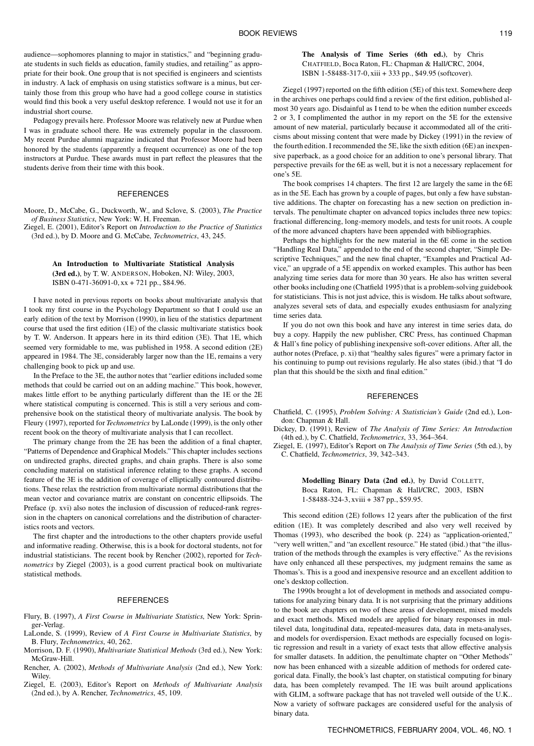audience—sophomores planning to major in statistics," and "beginning graduate students in such fields as education, family studies, and retailing" as appropriate for their book. One group that is not specified is engineers and scientists in industry. A lack of emphasis on using statistics software is a minus, but certainly those from this group who have had a good college course in statistics would find this book a very useful desktop reference. I would not use it for an industrial short course.

Pedagogy prevails here. Professor Moore was relatively new at Purdue when I was in graduate school there. He was extremely popular in the classroom. My recent Purdue alumni magazine indicated that Professor Moore had been honored by the students (apparently a frequent occurrence) as one of the top instructors at Purdue. These awards must in part reflect the pleasures that the students derive from their time with this book.

### REFERENCES

Moore, D., McCabe, G., Duckworth, W., and Sclove, S. (2003), *The Practice of Business Statistics*, New York: W. H. Freeman.

Ziegel, E. (2001), Editor's Report on *Introduction to the Practice of Statistics* (3rd ed.), by D. Moore and G. McCabe, *Technometrics*, 43, 245.

**An Introduction to Multivariate Statistical Analysis (3rd ed.)**, by T. W. ANDERSON, Hoboken, NJ: Wiley, 2003, ISBN 0-471-36091-0, xx + 721 pp., $84.96.

I have noted in previous reports on books about multivariate analysis that I took my first course in the Psychology Department so that I could use an early edition of the text by Morrison (1990), in lieu of the statistics department course that used the first edition (1E) of the classic multivariate statistics book by T. W. Anderson. It appears here in its third edition (3E). That 1E, which seemed very formidable to me, was published in 1958. A second edition (2E) appeared in 1984. The 3E, considerably larger now than the 1E, remains a very challenging book to pick up and use.

In the Preface to the 3E, the author notes that "earlier editions included some methods that could be carried out on an adding machine." This book, however, makes little effort to be anything particularly different than the 1E or the 2E where statistical computing is concerned. This is still a very serious and comprehensive book on the statistical theory of multivariate analysis. The book by Fleury (1997), reported for *Technometrics* by LaLonde (1999), is the only other recent book on the theory of multivariate analysis that I can recollect.

The primary change from the 2E has been the addition of a final chapter, "Patterns of Dependence and Graphical Models." This chapter includes sections on undirected graphs, directed graphs, and chain graphs. There is also some concluding material on statistical inference relating to these graphs. A second feature of the 3E is the addition of coverage of elliptically contoured distributions. These relax the restriction from multivariate normal distributions that the mean vector and covariance matrix are constant on concentric ellipsoids. The Preface (p. xvi) also notes the inclusion of discussion of reduced-rank regression in the chapters on canonical correlations and the distribution of characteristics roots and vectors.

The first chapter and the introductions to the other chapters provide useful and informative reading. Otherwise, this is a book for doctoral students, not for industrial statisticians. The recent book by Rencher (2002), reported for *Technometrics* by Ziegel (2003), is a good current practical book on multivariate statistical methods.

### REFERENCES

Flury, B. (1997), *A First Course in Multivariate Statistics*, New York: Springer-Verlag.

LaLonde, S. (1999), Review of *A First Course in Multivariate Statistics*, by B. Flury, *Technometrics*, 40, 262.

Morrison, D. F. (1990), *Multivariate Statistical Methods* (3rd ed.), New York: McGraw-Hill.

Rencher, A. (2002), *Methods of Multivariate Analysis* (2nd ed.), New York: Wiley.

Ziegel, E. (2003), Editor's Report on *Methods of Multivariate Analysis* (2nd ed.), by A. Rencher, *Technometrics*, 45, 109.

**The Analysis of Time Series (6th ed.)**, by Chris CHATFIELD, Boca Raton, FL: Chapman & Hall/CRC, 2004, ISBN 1-58488-317-0, xiii + 333 pp., $49.95 (softcover).

Ziegel (1997) reported on the fifth edition (5E) of this text. Somewhere deep in the archives one perhaps could find a review of the first edition, published almost 30 years ago. Disdainful as I tend to be when the edition number exceeds 2 or 3, I complimented the author in my report on the 5E for the extensive amount of new material, particularly because it accommodated all of the criticisms about missing content that were made by Dickey (1991) in the review of the fourth edition. I recommended the 5E, like the sixth edition (6E) an inexpensive paperback, as a good choice for an addition to one's personal library. That perspective prevails for the 6E as well, but it is not a necessary replacement for one's 5E.

The book comprises 14 chapters. The first 12 are largely the same in the 6E as in the 5E. Each has grown by a couple of pages, but only a few have substantive additions. The chapter on forecasting has a new section on prediction intervals. The penultimate chapter on advanced topics includes three new topics: fractional differencing, long-memory models, and tests for unit roots. A couple of the more advanced chapters have been appended with bibliographies.

Perhaps the highlights for the new material in the 6E come in the section "Handling Real Data," appended to the end of the second chapter, "Simple Descriptive Techniques," and the new final chapter, "Examples and Practical Advice," an upgrade of a 5E appendix on worked examples. This author has been analyzing time series data for more than 30 years. He also has written several other books including one (Chatfield 1995) that is a problem-solving guidebook for statisticians. This is not just advice, this is wisdom. He talks about software, analyzes several sets of data, and especially exudes enthusiasm for analyzing time series data.

If you do not own this book and have any interest in time series data, do buy a copy. Happily the new publisher, CRC Press, has continued Chapman & Hall's fine policy of publishing inexpensive soft-cover editions. After all, the author notes (Preface, p. xi) that "healthy sales figures" were a primary factor in his continuing to pump out revisions regularly. He also states (ibid.) that "I do plan that this should be the sixth and final edition."

### REFERENCES

Chatfield, C. (1995), *Problem Solving: A Statistician's Guide* (2nd ed.), London: Chapman & Hall.

Dickey, D. (1991), Review of *The Analysis of Time Series: An Introduction* (4th ed.), by C. Chatfield, *Technometrics*, 33, 364–364.

Ziegel, E. (1997), Editor's Report on *The Analysis of Time Series* (5th ed.), by C. Chatfield, *Technometrics*, 39, 342–343.

**Modelling Binary Data (2nd ed.)**, by David COLLETT, Boca Raton, FL: Chapman & Hall/CRC, 2003, ISBN 1-58488-324-3, xviii + 387 pp., $59.95.

This second edition (2E) follows 12 years after the publication of the first edition (1E). It was completely described and also very well received by Thomas (1993), who described the book (p. 224) as "application-oriented," "very well written," and "an excellent resource." He stated (ibid.) that "the illustration of the methods through the examples is very effective." As the revisions have only enhanced all these perspectives, my judgment remains the same as Thomas's. This is a good and inexpensive resource and an excellent addition to one's desktop collection.

The 1990s brought a lot of development in methods and associated computations for analyzing binary data. It is not surprising that the primary additions to the book are chapters on two of these areas of development, mixed models and exact methods. Mixed models are applied for binary responses in multilevel data, longitudinal data, repeated-measures data, data in meta-analyses, and models for overdispersion. Exact methods are especially focused on logistic regression and result in a variety of exact tests that allow effective analysis for smaller datasets. In addition, the penultimate chapter on "Other Methods" now has been enhanced with a sizeable addition of methods for ordered categorical data. Finally, the book's last chapter, on statistical computing for binary data, has been completely revamped. The 1E was built around applications with GLIM, a software package that has not traveled well outside of the U.K.. Now a variety of software packages are considered useful for the analysis of binary data.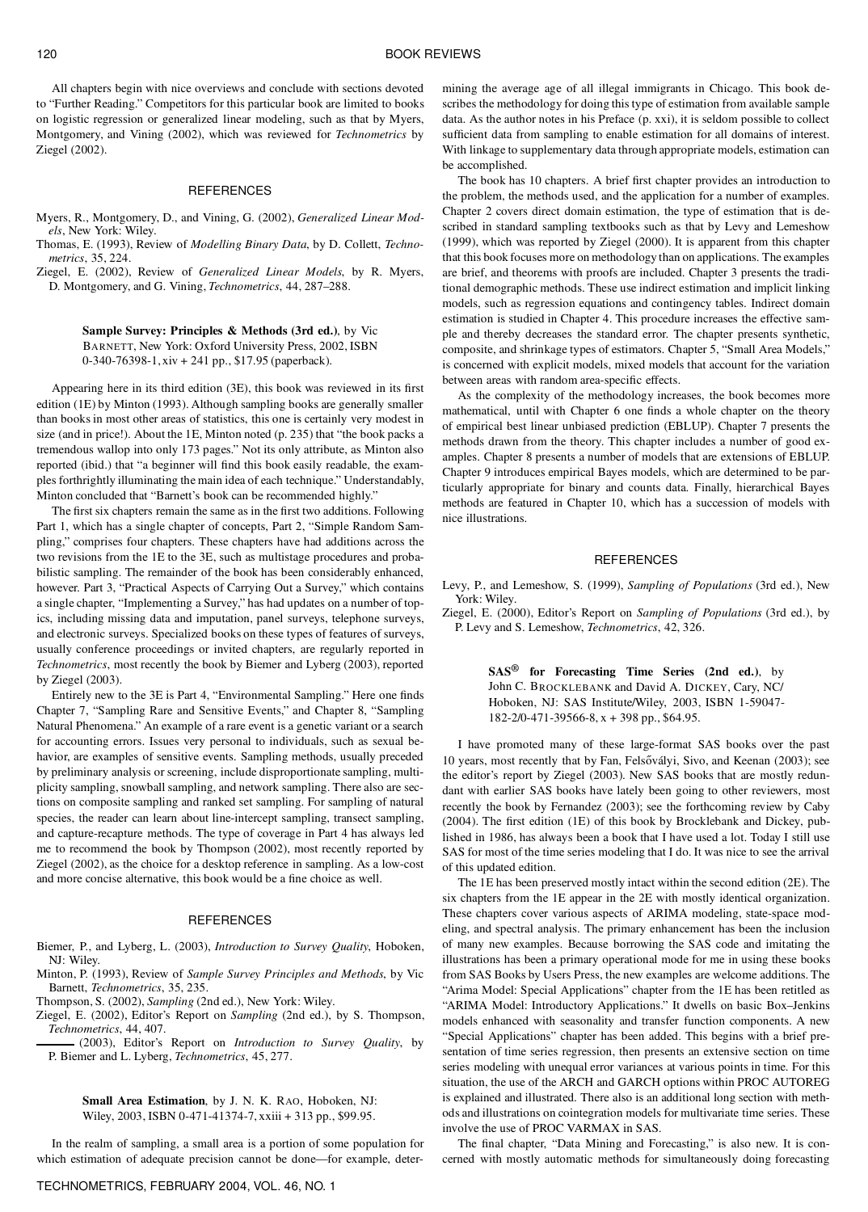All chapters begin with nice overviews and conclude with sections devoted to "Further Reading." Competitors for this particular book are limited to books on logistic regression or generalized linear modeling, such as that by Myers, Montgomery, and Vining (2002), which was reviewed for *Technometrics* by Ziegel (2002).

### REFERENCES

Myers, R., Montgomery, D., and Vining, G. (2002), *Generalized Linear Models*, New York: Wiley.

Thomas, E. (1993), Review of *Modelling Binary Data*, by D. Collett, *Technometrics*, 35, 224.

Ziegel, E. (2002), Review of *Generalized Linear Models*, by R. Myers, D. Montgomery, and G. Vining, *Technometrics*, 44, 287–288.

**Sample Survey: Principles & Methods (3rd ed.)**, by Vic BARNETT, New York: Oxford University Press, 2002, ISBN 0-340-76398-1, xiv + 241 pp., $17.95 (paperback).

Appearing here in its third edition (3E), this book was reviewed in its first edition (1E) by Minton (1993). Although sampling books are generally smaller than books in most other areas of statistics, this one is certainly very modest in size (and in price!). About the 1E, Minton noted (p. 235) that "the book packs a tremendous wallop into only 173 pages." Not its only attribute, as Minton also reported (ibid.) that "a beginner will find this book easily readable, the examples forthrightly illuminating the main idea of each technique." Understandably, Minton concluded that "Barnett's book can be recommended highly."

The first six chapters remain the same as in the first two additions. Following Part 1, which has a single chapter of concepts, Part 2, "Simple Random Sampling," comprises four chapters. These chapters have had additions across the two revisions from the 1E to the 3E, such as multistage procedures and probabilistic sampling. The remainder of the book has been considerably enhanced, however. Part 3, "Practical Aspects of Carrying Out a Survey," which contains a single chapter, "Implementing a Survey," has had updates on a number of topics, including missing data and imputation, panel surveys, telephone surveys, and electronic surveys. Specialized books on these types of features of surveys, usually conference proceedings or invited chapters, are regularly reported in *Technometrics*, most recently the book by Biemer and Lyberg (2003), reported by Ziegel (2003).

Entirely new to the 3E is Part 4, "Environmental Sampling." Here one finds Chapter 7, "Sampling Rare and Sensitive Events," and Chapter 8, "Sampling Natural Phenomena." An example of a rare event is a genetic variant or a search for accounting errors. Issues very personal to individuals, such as sexual behavior, are examples of sensitive events. Sampling methods, usually preceded by preliminary analysis or screening, include disproportionate sampling, multiplicity sampling, snowball sampling, and network sampling. There also are sections on composite sampling and ranked set sampling. For sampling of natural species, the reader can learn about line-intercept sampling, transect sampling, and capture-recapture methods. The type of coverage in Part 4 has always led me to recommend the book by Thompson (2002), most recently reported by Ziegel (2002), as the choice for a desktop reference in sampling. As a low-cost and more concise alternative, this book would be a fine choice as well.

### REFERENCES

Biemer, P., and Lyberg, L. (2003), *Introduction to Survey Quality*, Hoboken, NJ: Wiley.

Minton, P. (1993), Review of *Sample Survey Principles and Methods*, by Vic Barnett, *Technometrics*, 35, 235.

Thompson, S. (2002), *Sampling* (2nd ed.), New York: Wiley.

Ziegel, E. (2002), Editor's Report on *Sampling* (2nd ed.), by S. Thompson, *Technometrics*, 44, 407.

——— (2003), Editor's Report on *Introduction to Survey Quality*, by P. Biemer and L. Lyberg, *Technometrics*, 45, 277.

**Small Area Estimation**, by J. N. K. RAO, Hoboken, NJ: Wiley, 2003, ISBN 0-471-41374-7, xxiii + 313 pp., $99.95.

In the realm of sampling, a small area is a portion of some population for which estimation of adequate precision cannot be done—for example, determining the average age of all illegal immigrants in Chicago. This book describes the methodology for doing this type of estimation from available sample data. As the author notes in his Preface (p. xxi), it is seldom possible to collect sufficient data from sampling to enable estimation for all domains of interest. With linkage to supplementary data through appropriate models, estimation can be accomplished.

The book has 10 chapters. A brief first chapter provides an introduction to the problem, the methods used, and the application for a number of examples. Chapter 2 covers direct domain estimation, the type of estimation that is described in standard sampling textbooks such as that by Levy and Lemeshow (1999), which was reported by Ziegel (2000). It is apparent from this chapter that this book focuses more on methodology than on applications. The examples are brief, and theorems with proofs are included. Chapter 3 presents the traditional demographic methods. These use indirect estimation and implicit linking models, such as regression equations and contingency tables. Indirect domain estimation is studied in Chapter 4. This procedure increases the effective sample and thereby decreases the standard error. The chapter presents synthetic, composite, and shrinkage types of estimators. Chapter 5, "Small Area Models," is concerned with explicit models, mixed models that account for the variation between areas with random area-specific effects.

As the complexity of the methodology increases, the book becomes more mathematical, until with Chapter 6 one finds a whole chapter on the theory of empirical best linear unbiased prediction (EBLUP). Chapter 7 presents the methods drawn from the theory. This chapter includes a number of good examples. Chapter 8 presents a number of models that are extensions of EBLUP. Chapter 9 introduces empirical Bayes models, which are determined to be particularly appropriate for binary and counts data. Finally, hierarchical Bayes methods are featured in Chapter 10, which has a succession of models with nice illustrations.

### REFERENCES

Levy, P., and Lemeshow, S. (1999), *Sampling of Populations* (3rd ed.), New York: Wiley.

Ziegel, E. (2000), Editor's Report on *Sampling of Populations* (3rd ed.), by P. Levy and S. Lemeshow, *Technometrics*, 42, 326.

**SAS® for Forecasting Time Series (2nd ed.)**, by John C. BROCKLEBANK and David A. DICKEY, Cary, NC/ Hoboken, NJ: SAS Institute/Wiley, 2003, ISBN 1-59047-182-2/0-471-39566-8, x + 398 pp., $64.95.

I have promoted many of these large-format SAS books over the past 10 years, most recently that by Fan, Felsővályi, Sivo, and Keenan (2003); see the editor's report by Ziegel (2003). New SAS books that are mostly redundant with earlier SAS books have lately been going to other reviewers, most recently the book by Fernandez (2003); see the forthcoming review by Caby (2004). The first edition (1E) of this book by Brocklebank and Dickey, published in 1986, has always been a book that I have used a lot. Today I still use SAS for most of the time series modeling that I do. It was nice to see the arrival of this updated edition.

The 1E has been preserved mostly intact within the second edition (2E). The six chapters from the 1E appear in the 2E with mostly identical organization. These chapters cover various aspects of ARIMA modeling, state-space modeling, and spectral analysis. The primary enhancement has been the inclusion of many new examples. Because borrowing the SAS code and imitating the illustrations has been a primary operational mode for me in using these books from SAS Books by Users Press, the new examples are welcome additions. The "Arima Model: Special Applications" chapter from the 1E has been retitled as "ARIMA Model: Introductory Applications." It dwells on basic Box–Jenkins models enhanced with seasonality and transfer function components. A new "Special Applications" chapter has been added. This begins with a brief presentation of time series regression, then presents an extensive section on time series modeling with unequal error variances at various points in time. For this situation, the use of the ARCH and GARCH options within PROC AUTOREG is explained and illustrated. There also is an additional long section with methods and illustrations on cointegration models for multivariate time series. These involve the use of PROC VARMAX in SAS.

The final chapter, "Data Mining and Forecasting," is also new. It is concerned with mostly automatic methods for simultaneously doing forecasting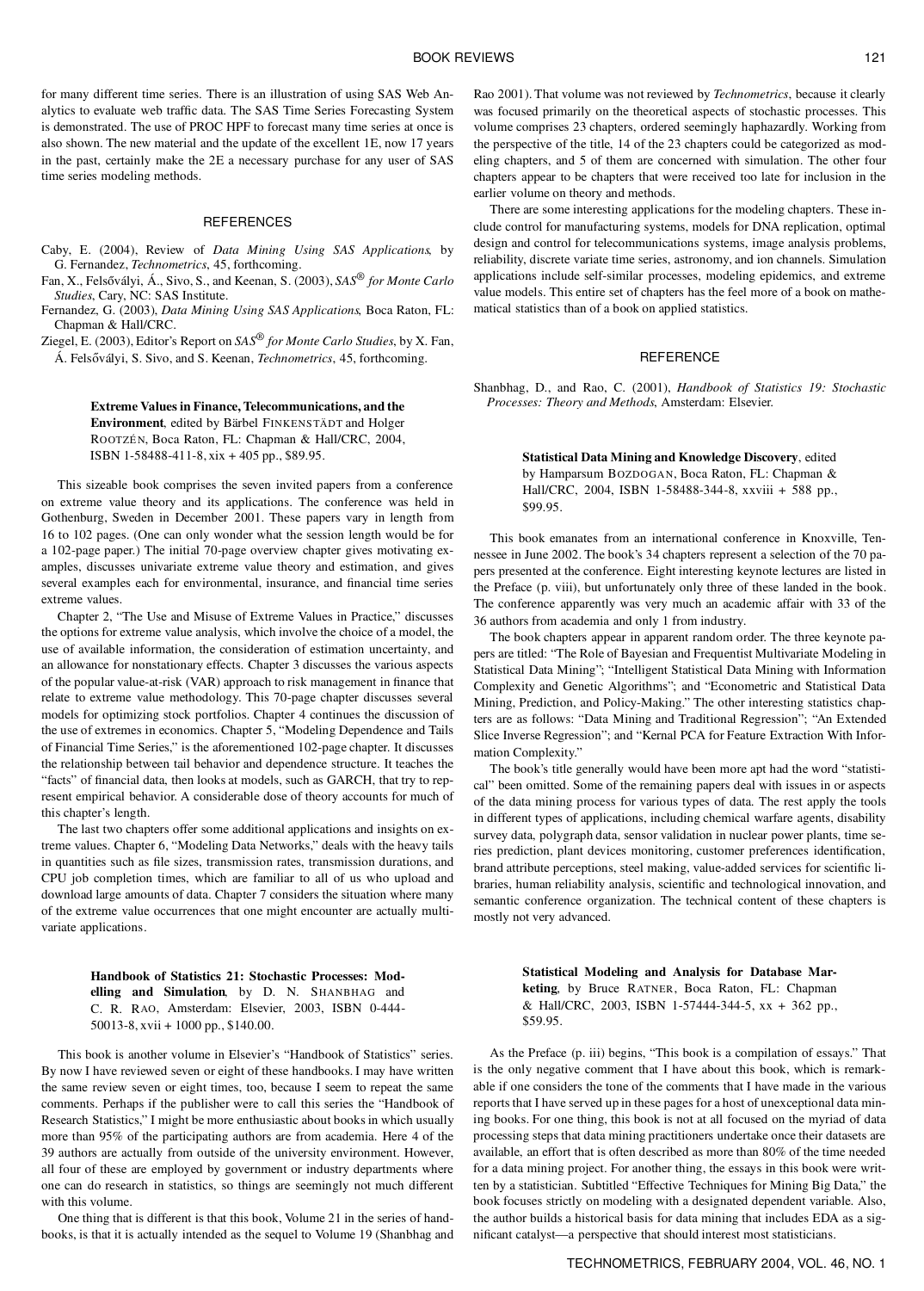for many different time series. There is an illustration of using SAS Web Analytics to evaluate web traffic data. The SAS Time Series Forecasting System is demonstrated. The use of PROC HPF to forecast many time series at once is also shown. The new material and the update of the excellent 1E, now 17 years in the past, certainly make the 2E a necessary purchase for any user of SAS time series modeling methods.

### REFERENCES

Caby, E. (2004), Review of *Data Mining Using SAS Applications*, by G. Fernandez, *Technometrics*, 45, forthcoming.

Fan, X., Felsővályi, Á., Sivo, S., and Keenan, S. (2003), *SAS® for Monte Carlo Studies*, Cary, NC: SAS Institute.

Fernandez, G. (2003), *Data Mining Using SAS Applications*, Boca Raton, FL: Chapman & Hall/CRC.

Ziegel, E. (2003), Editor's Report on *SAS® for Monte Carlo Studies*, by X. Fan, Á. Felsővályi, S. Sivo, and S. Keenan, *Technometrics*, 45, forthcoming.

**Extreme Values in Finance, Telecommunications, and the Environment**, edited by Bärbel FINKENSTÄDT and Holger ROOTZÉN, Boca Raton, FL: Chapman & Hall/CRC, 2004, ISBN 1-58488-411-8, xix + 405 pp., $89.95.

This sizeable book comprises the seven invited papers from a conference on extreme value theory and its applications. The conference was held in Gothenburg, Sweden in December 2001. These papers vary in length from 16 to 102 pages. (One can only wonder what the session length would be for a 102-page paper.) The initial 70-page overview chapter gives motivating examples, discusses univariate extreme value theory and estimation, and gives several examples each for environmental, insurance, and financial time series extreme values.

Chapter 2, "The Use and Misuse of Extreme Values in Practice," discusses the options for extreme value analysis, which involve the choice of a model, the use of available information, the consideration of estimation uncertainty, and an allowance for nonstationary effects. Chapter 3 discusses the various aspects of the popular value-at-risk (VAR) approach to risk management in finance that relate to extreme value methodology. This 70-page chapter discusses several models for optimizing stock portfolios. Chapter 4 continues the discussion of the use of extremes in economics. Chapter 5, "Modeling Dependence and Tails of Financial Time Series," is the aforementioned 102-page chapter. It discusses the relationship between tail behavior and dependence structure. It teaches the "facts" of financial data, then looks at models, such as GARCH, that try to represent empirical behavior. A considerable dose of theory accounts for much of this chapter's length.

The last two chapters offer some additional applications and insights on extreme values. Chapter 6, "Modeling Data Networks," deals with the heavy tails in quantities such as file sizes, transmission rates, transmission durations, and CPU job completion times, which are familiar to all of us who upload and download large amounts of data. Chapter 7 considers the situation where many of the extreme value occurrences that one might encounter are actually multivariate applications.

**Handbook of Statistics 21: Stochastic Processes: Modelling and Simulation**, by D. N. SHANBHAG and C. R. RAO, Amsterdam: Elsevier, 2003, ISBN 0-444-50013-8, xvii + 1000 pp., $140.00.

This book is another volume in Elsevier's "Handbook of Statistics" series. By now I have reviewed seven or eight of these handbooks. I may have written the same review seven or eight times, too, because I seem to repeat the same comments. Perhaps if the publisher were to call this series the "Handbook of Research Statistics," I might be more enthusiastic about books in which usually more than 95% of the participating authors are from academia. Here 4 of the 39 authors are actually from outside of the university environment. However, all four of these are employed by government or industry departments where one can do research in statistics, so things are seemingly not much different with this volume.

One thing that is different is that this book, Volume 21 in the series of handbooks, is that it is actually intended as the sequel to Volume 19 (Shanbhag and Rao 2001). That volume was not reviewed by *Technometrics*, because it clearly was focused primarily on the theoretical aspects of stochastic processes. This volume comprises 23 chapters, ordered seemingly haphazardly. Working from the perspective of the title, 14 of the 23 chapters could be categorized as modeling chapters, and 5 of them are concerned with simulation. The other four chapters appear to be chapters that were received too late for inclusion in the earlier volume on theory and methods.

There are some interesting applications for the modeling chapters. These include control for manufacturing systems, models for DNA replication, optimal design and control for telecommunications systems, image analysis problems, reliability, discrete variate time series, astronomy, and ion channels. Simulation applications include self-similar processes, modeling epidemics, and extreme value models. This entire set of chapters has the feel more of a book on mathematical statistics than of a book on applied statistics.

### REFERENCE

Shanbhag, D., and Rao, C. (2001), *Handbook of Statistics 19: Stochastic Processes: Theory and Methods*, Amsterdam: Elsevier.

**Statistical Data Mining and Knowledge Discovery**, edited by Hamparsum BOZDOGAN, Boca Raton, FL: Chapman & Hall/CRC, 2004, ISBN 1-58488-344-8, xxviii + 588 pp., $99.95.

This book emanates from an international conference in Knoxville, Tennessee in June 2002. The book's 34 chapters represent a selection of the 70 papers presented at the conference. Eight interesting keynote lectures are listed in the Preface (p. viii), but unfortunately only three of these landed in the book. The conference apparently was very much an academic affair with 33 of the 36 authors from academia and only 1 from industry.

The book chapters appear in apparent random order. The three keynote papers are titled: "The Role of Bayesian and Frequentist Multivariate Modeling in Statistical Data Mining"; "Intelligent Statistical Data Mining with Information Complexity and Genetic Algorithms"; and "Econometric and Statistical Data Mining, Prediction, and Policy-Making." The other interesting statistics chapters are as follows: "Data Mining and Traditional Regression"; "An Extended Slice Inverse Regression"; and "Kernal PCA for Feature Extraction With Information Complexity."

The book's title generally would have been more apt had the word "statistical" been omitted. Some of the remaining papers deal with issues in or aspects of the data mining process for various types of data. The rest apply the tools in different types of applications, including chemical warfare agents, disability survey data, polygraph data, sensor validation in nuclear power plants, time series prediction, plant devices monitoring, customer preferences identification, brand attribute perceptions, steel making, value-added services for scientific libraries, human reliability analysis, scientific and technological innovation, and semantic conference organization. The technical content of these chapters is mostly not very advanced.

**Statistical Modeling and Analysis for Database Marketing**, by Bruce RATNER, Boca Raton, FL: Chapman & Hall/CRC, 2003, ISBN 1-57444-344-5, xx + 362 pp., $59.95.

As the Preface (p. iii) begins, "This book is a compilation of essays." That is the only negative comment that I have about this book, which is remarkable if one considers the tone of the comments that I have made in the various reports that I have served up in these pages for a host of unexceptional data mining books. For one thing, this book is not at all focused on the myriad of data processing steps that data mining practitioners undertake once their datasets are available, an effort that is often described as more than 80% of the time needed for a data mining project. For another thing, the essays in this book were written by a statistician. Subtitled "Effective Techniques for Mining Big Data," the book focuses strictly on modeling with a designated dependent variable. Also, the author builds a historical basis for data mining that includes EDA as a significant catalyst—a perspective that should interest most statisticians.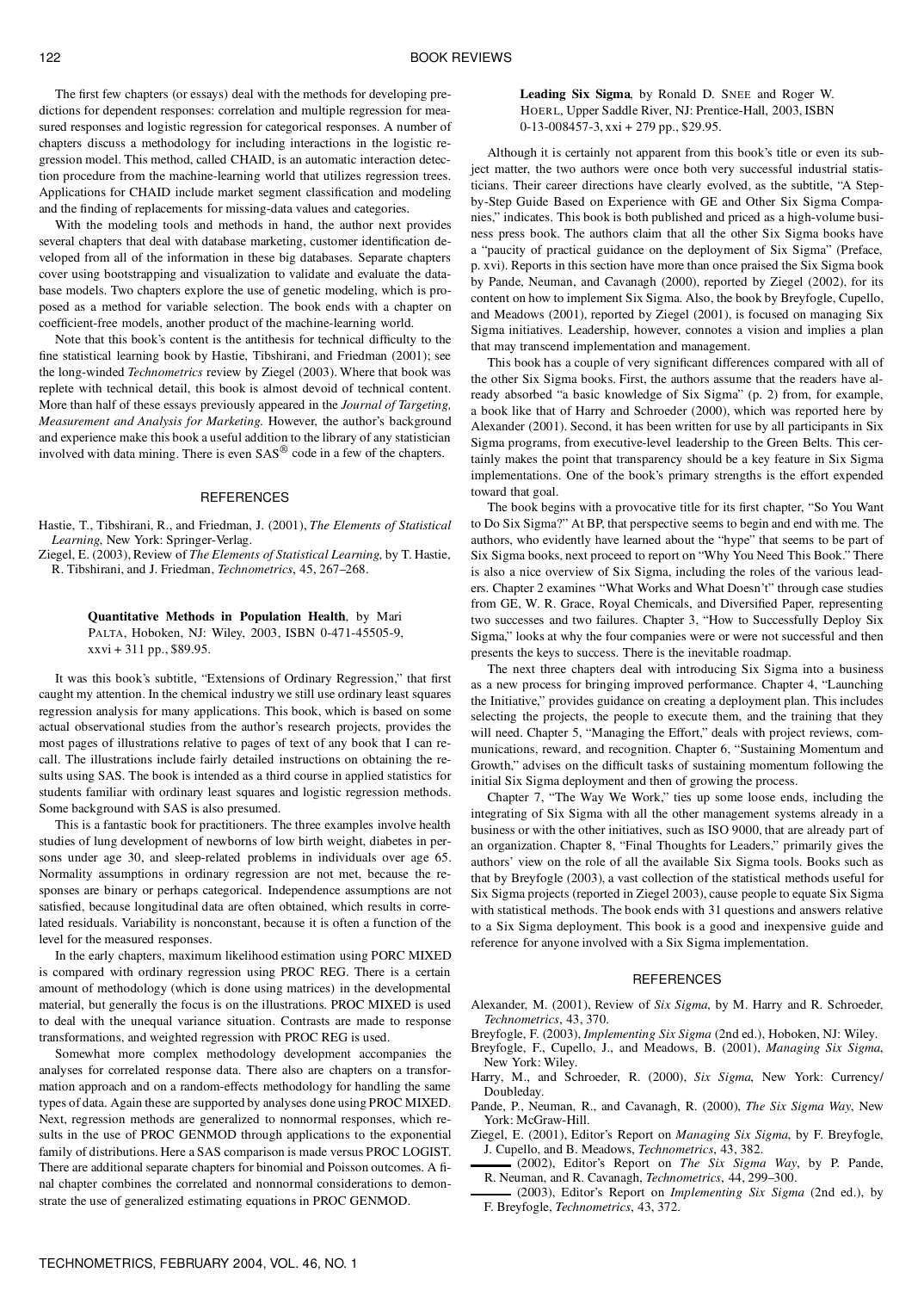The first few chapters (or essays) deal with the methods for developing predictions for dependent responses: correlation and multiple regression for measured responses and logistic regression for categorical responses. A number of chapters discuss a methodology for including interactions in the logistic regression model. This method, called CHAID, is an automatic interaction detection procedure from the machine-learning world that utilizes regression trees. Applications for CHAID include market segment classification and modeling and the finding of replacements for missing-data values and categories.

With the modeling tools and methods in hand, the author next provides several chapters that deal with database marketing, customer identification developed from all of the information in these big databases. Separate chapters cover using bootstrapping and visualization to validate and evaluate the database models. Two chapters explore the use of genetic modeling, which is proposed as a method for variable selection. The book ends with a chapter on coefficient-free models, another product of the machine-learning world.

Note that this book's content is the antithesis for technical difficulty to the fine statistical learning book by Hastie, Tibshirani, and Friedman (2001); see the long-winded *Technometrics* review by Ziegel (2003). Where that book was replete with technical detail, this book is almost devoid of technical content. More than half of these essays previously appeared in the *Journal of Targeting, Measurement and Analysis for Marketing.* However, the author's background and experience make this book a useful addition to the library of any statistician involved with data mining. There is even SAS® code in a few of the chapters.

## REFERENCES

Hastie, T., Tibshirani, R., and Friedman, J. (2001), *The Elements of Statistical Learning*, New York: Springer-Verlag.

Ziegel, E. (2003), Review of *The Elements of Statistical Learning*, by T. Hastie, R. Tibshirani, and J. Friedman, *Technometrics*, 45, 267–268.

**Quantitative Methods in Population Health**, by Mari PALTA, Hoboken, NJ: Wiley, 2003, ISBN 0-471-45505-9, xxvi + 311 pp., $89.95.

It was this book's subtitle, "Extensions of Ordinary Regression," that first caught my attention. In the chemical industry we still use ordinary least squares regression analysis for many applications. This book, which is based on some actual observational studies from the author's research projects, provides the most pages of illustrations relative to pages of text of any book that I can recall. The illustrations include fairly detailed instructions on obtaining the results using SAS. The book is intended as a third course in applied statistics for students familiar with ordinary least squares and logistic regression methods. Some background with SAS is also presumed.

This is a fantastic book for practitioners. The three examples involve health studies of lung development of newborns of low birth weight, diabetes in persons under age 30, and sleep-related problems in individuals over age 65. Normality assumptions in ordinary regression are not met, because the responses are binary or perhaps categorical. Independence assumptions are not satisfied, because longitudinal data are often obtained, which results in correlated residuals. Variability is nonconstant, because it is often a function of the level for the measured responses.

In the early chapters, maximum likelihood estimation using PORC MIXED is compared with ordinary regression using PROC REG. There is a certain amount of methodology (which is done using matrices) in the developmental material, but generally the focus is on the illustrations. PROC MIXED is used to deal with the unequal variance situation. Contrasts are made to response transformations, and weighted regression with PROC REG is used.

Somewhat more complex methodology development accompanies the analyses for correlated response data. There also are chapters on a transformation approach and on a random-effects methodology for handling the same types of data. Again these are supported by analyses done using PROC MIXED. Next, regression methods are generalized to nonnormal responses, which results in the use of PROC GENMOD through applications to the exponential family of distributions. Here a SAS comparison is made versus PROC LOGIST. There are additional separate chapters for binomial and Poisson outcomes. A final chapter combines the correlated and nonnormal considerations to demonstrate the use of generalized estimating equations in PROC GENMOD.

**Leading Six Sigma**, by Ronald D. SNEE and Roger W. HOERL, Upper Saddle River, NJ: Prentice-Hall, 2003, ISBN 0-13-008457-3, xxi + 279 pp., $29.95.

Although it is certainly not apparent from this book's title or even its subject matter, the two authors were once both very successful industrial statisticians. Their career directions have clearly evolved, as the subtitle, "A Step-by-Step Guide Based on Experience with GE and Other Six Sigma Companies," indicates. This book is both published and priced as a high-volume business press book. The authors claim that all the other Six Sigma books have a "paucity of practical guidance on the deployment of Six Sigma" (Preface, p. xvi). Reports in this section have more than once praised the Six Sigma book by Pande, Neuman, and Cavanagh (2000), reported by Ziegel (2002), for its content on how to implement Six Sigma. Also, the book by Breyfogle, Cupello, and Meadows (2001), reported by Ziegel (2001), is focused on managing Six Sigma initiatives. Leadership, however, connotes a vision and implies a plan that may transcend implementation and management.

This book has a couple of very significant differences compared with all of the other Six Sigma books. First, the authors assume that the readers have already absorbed "a basic knowledge of Six Sigma" (p. 2) from, for example, a book like that of Harry and Schroeder (2000), which was reported here by Alexander (2001). Second, it has been written for use by all participants in Six Sigma programs, from executive-level leadership to the Green Belts. This certainly makes the point that transparency should be a key feature in Six Sigma implementations. One of the book's primary strengths is the effort expended toward that goal.

The book begins with a provocative title for its first chapter, "So You Want to Do Six Sigma?" At BP, that perspective seems to begin and end with me. The authors, who evidently have learned about the "hype" that seems to be part of Six Sigma books, next proceed to report on "Why You Need This Book." There is also a nice overview of Six Sigma, including the roles of the various leaders. Chapter 2 examines "What Works and What Doesn't" through case studies from GE, W. R. Grace, Royal Chemicals, and Diversified Paper, representing two successes and two failures. Chapter 3, "How to Successfully Deploy Six Sigma," looks at why the four companies were or were not successful and then presents the keys to success. There is the inevitable roadmap.

The next three chapters deal with introducing Six Sigma into a business as a new process for bringing improved performance. Chapter 4, "Launching the Initiative," provides guidance on creating a deployment plan. This includes selecting the projects, the people to execute them, and the training that they will need. Chapter 5, "Managing the Effort," deals with project reviews, communications, reward, and recognition. Chapter 6, "Sustaining Momentum and Growth," advises on the difficult tasks of sustaining momentum following the initial Six Sigma deployment and then of growing the process.

Chapter 7, "The Way We Work," ties up some loose ends, including the integrating of Six Sigma with all the other management systems already in a business or with the other initiatives, such as ISO 9000, that are already part of an organization. Chapter 8, "Final Thoughts for Leaders," primarily gives the authors' view on the role of all the available Six Sigma tools. Books such as that by Breyfogle (2003), a vast collection of the statistical methods useful for Six Sigma projects (reported in Ziegel 2003), cause people to equate Six Sigma with statistical methods. The book ends with 31 questions and answers relative to a Six Sigma deployment. This book is a good and inexpensive guide and reference for anyone involved with a Six Sigma implementation.

## REFERENCES

Alexander, M. (2001), Review of *Six Sigma*, by M. Harry and R. Schroeder, *Technometrics*, 43, 370.

Breyfogle, F. (2003), *Implementing Six Sigma* (2nd ed.), Hoboken, NJ: Wiley.

Breyfogle, F., Cupello, J., and Meadows, B. (2001), *Managing Six Sigma*, New York: Wiley.

Harry, M., and Schroeder, R. (2000), *Six Sigma*, New York: Currency/Doubleday.

Pande, P., Neuman, R., and Cavanagh, R. (2000), *The Six Sigma Way*, New York: McGraw-Hill.

Ziegel, E. (2001), Editor's Report on *Managing Six Sigma*, by F. Breyfogle, J. Cupello, and B. Meadows, *Technometrics*, 43, 382.

——— (2002), Editor's Report on *The Six Sigma Way*, by P. Pande, R. Neuman, and R. Cavanagh, *Technometrics*, 44, 299–300.

——— (2003), Editor's Report on *Implementing Six Sigma* (2nd ed.), by F. Breyfogle, *Technometrics*, 43, 372.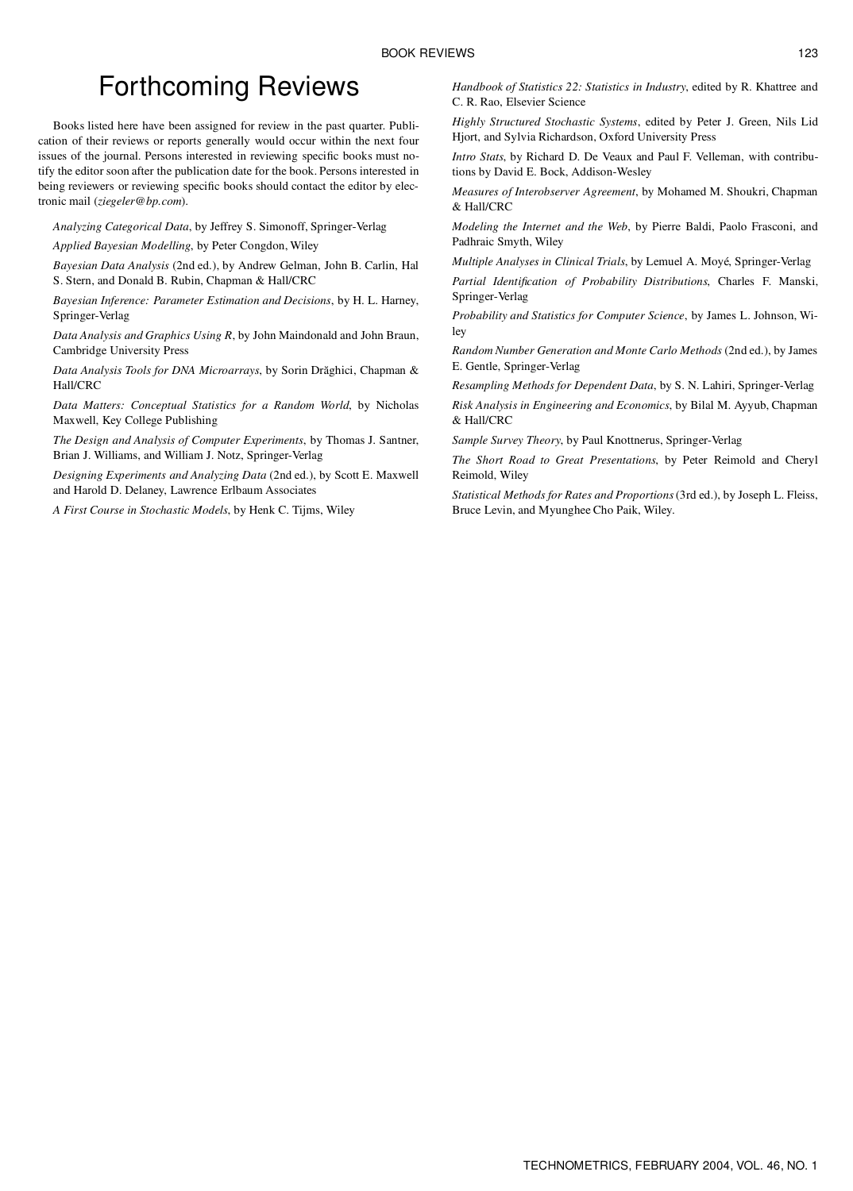# Forthcoming Reviews

Books listed here have been assigned for review in the past quarter. Publication of their reviews or reports generally would occur within the next four issues of the journal. Persons interested in reviewing specific books must notify the editor soon after the publication date for the book. Persons interested in being reviewers or reviewing specific books should contact the editor by electronic mail (*ziegeler@bp.com*).

*Analyzing Categorical Data*, by Jeffrey S. Simonoff, Springer-Verlag

*Applied Bayesian Modelling*, by Peter Congdon, Wiley

*Bayesian Data Analysis* (2nd ed.), by Andrew Gelman, John B. Carlin, Hal S. Stern, and Donald B. Rubin, Chapman & Hall/CRC

*Bayesian Inference: Parameter Estimation and Decisions*, by H. L. Harney, Springer-Verlag

*Data Analysis and Graphics Using R*, by John Maindonald and John Braun, Cambridge University Press

*Data Analysis Tools for DNA Microarrays*, by Sorin Drăghici, Chapman & Hall/CRC

*Data Matters: Conceptual Statistics for a Random World*, by Nicholas Maxwell, Key College Publishing

*The Design and Analysis of Computer Experiments*, by Thomas J. Santner, Brian J. Williams, and William J. Notz, Springer-Verlag

*Designing Experiments and Analyzing Data* (2nd ed.), by Scott E. Maxwell and Harold D. Delaney, Lawrence Erlbaum Associates

*A First Course in Stochastic Models*, by Henk C. Tijms, Wiley

*Handbook of Statistics 22: Statistics in Industry*, edited by R. Khattree and C. R. Rao, Elsevier Science

*Highly Structured Stochastic Systems*, edited by Peter J. Green, Nils Lid Hjort, and Sylvia Richardson, Oxford University Press

*Intro Stats*, by Richard D. De Veaux and Paul F. Velleman, with contributions by David E. Bock, Addison-Wesley

*Measures of Interobserver Agreement*, by Mohamed M. Shoukri, Chapman & Hall/CRC

*Modeling the Internet and the Web*, by Pierre Baldi, Paolo Frasconi, and Padhraic Smyth, Wiley

*Multiple Analyses in Clinical Trials*, by Lemuel A. Moyé, Springer-Verlag

*Partial Identification of Probability Distributions*, Charles F. Manski, Springer-Verlag

*Probability and Statistics for Computer Science*, by James L. Johnson, Wiley

*Random Number Generation and Monte Carlo Methods* (2nd ed.), by James E. Gentle, Springer-Verlag

*Resampling Methods for Dependent Data*, by S. N. Lahiri, Springer-Verlag

*Risk Analysis in Engineering and Economics*, by Bilal M. Ayyub, Chapman & Hall/CRC

*Sample Survey Theory*, by Paul Knottnerus, Springer-Verlag

*The Short Road to Great Presentations*, by Peter Reimold and Cheryl Reimold, Wiley

*Statistical Methods for Rates and Proportions* (3rd ed.), by Joseph L. Fleiss, Bruce Levin, and Myunghee Cho Paik, Wiley.